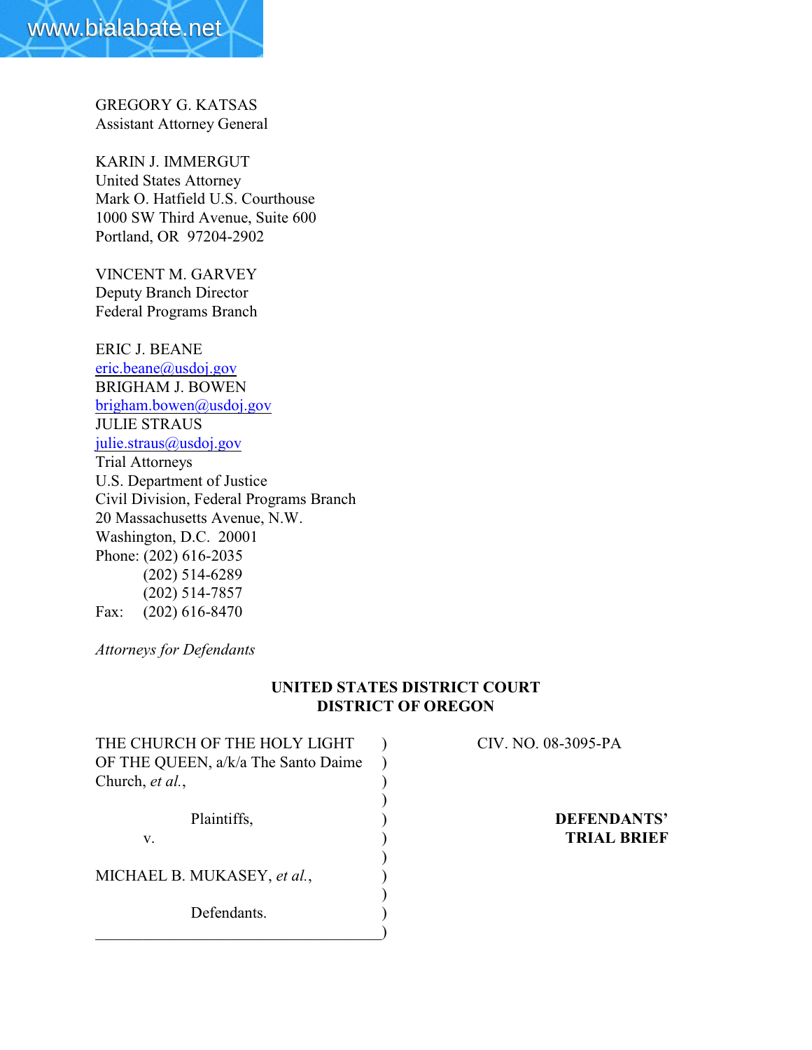GREGORY G. KATSAS
Assistant Attorney General

KARIN J. IMMERGUT
United States Attorney
Mark O. Hatfield U.S. Courthouse
1000 SW Third Avenue, Suite 600
Portland, OR 97204-2902

VINCENT M. GARVEY
Deputy Branch Director
Federal Programs Branch

ERIC J. BEANE
eric.beane@usdoj.gov
BRIGHAM J. BOWEN
brigham.bowen@usdoj.gov
JULIE STRAUS
julie.straus@usdoj.gov
Trial Attorneys
U.S. Department of Justice
Civil Division, Federal Programs Branch
20 Massachusetts Avenue, N.W.
Washington, D.C. 20001
Phone: (202) 616-2035
(202) 514-6289
(202) 514-7857
Fax: (202) 616-8470

*Attorneys for Defendants*

**UNITED STATES DISTRICT COURT**
**DISTRICT OF OREGON**

THE CHURCH OF THE HOLY LIGHT OF THE QUEEN, a/k/a The Santo Daime Church, *et al.*,

Plaintiffs,

v.

MICHAEL B. MUKASEY, *et al.*,

Defendants.

CIV. NO. 08-3095-PA

**DEFENDANTS' TRIAL BRIEF**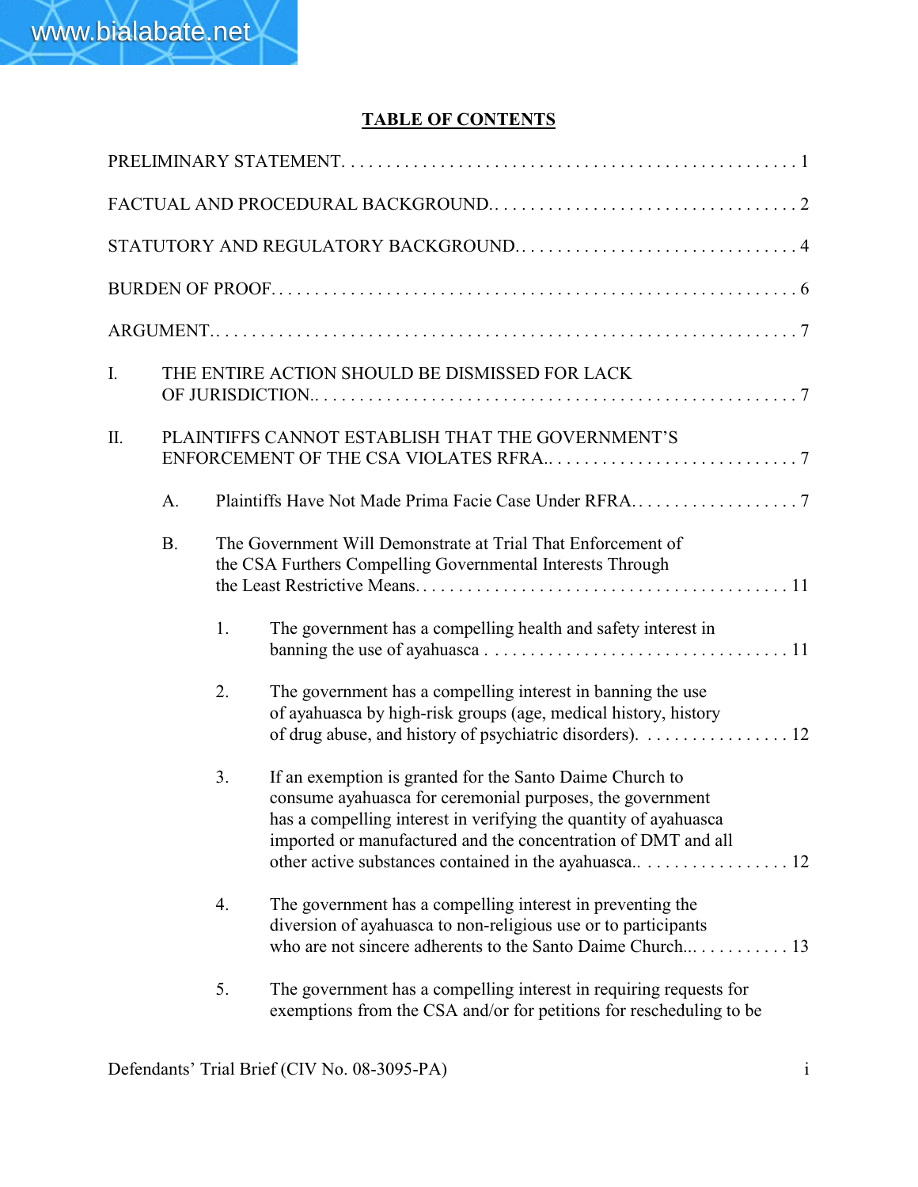## TABLE OF CONTENTS

PRELIMINARY STATEMENT. . . . . . . . . . . . . . . . . . . . . . . . . . . . . . . . . . . . . . . . . . . . . . . . . . 1

FACTUAL AND PROCEDURAL BACKGROUND. . . . . . . . . . . . . . . . . . . . . . . . . . . . . . . . . . . 2

STATUTORY AND REGULATORY BACKGROUND. . . . . . . . . . . . . . . . . . . . . . . . . . . . . . . . 4

BURDEN OF PROOF. . . . . . . . . . . . . . . . . . . . . . . . . . . . . . . . . . . . . . . . . . . . . . . . . . . . . . . . . 6

ARGUMENT. . . . . . . . . . . . . . . . . . . . . . . . . . . . . . . . . . . . . . . . . . . . . . . . . . . . . . . . . . . . . . . 7

I. THE ENTIRE ACTION SHOULD BE DISMISSED FOR LACK OF JURISDICTION. . . . . . . . . . . . . . . . . . . . . . . . . . . . . . . . . . . . . . . . . . . . . . . . . . . . . 7

II. PLAINTIFFS CANNOT ESTABLISH THAT THE GOVERNMENT'S ENFORCEMENT OF THE CSA VIOLATES RFRA. . . . . . . . . . . . . . . . . . . . . . . . . . . . 7

   A. Plaintiffs Have Not Made Prima Facie Case Under RFRA. . . . . . . . . . . . . . . . . . . 7

   B. The Government Will Demonstrate at Trial That Enforcement of the CSA Furthers Compelling Governmental Interests Through the Least Restrictive Means. . . . . . . . . . . . . . . . . . . . . . . . . . . . . . . . . . . . . . . . . 11

      1. The government has a compelling health and safety interest in banning the use of ayahuasca . . . . . . . . . . . . . . . . . . . . . . . . . . . . . . . . . 11

      2. The government has a compelling interest in banning the use of ayahuasca by high-risk groups (age, medical history, history of drug abuse, and history of psychiatric disorders). . . . . . . . . . . . . . . . . 12

      3. If an exemption is granted for the Santo Daime Church to consume ayahuasca for ceremonial purposes, the government has a compelling interest in verifying the quantity of ayahuasca imported or manufactured and the concentration of DMT and all other active substances contained in the ayahuasca. . . . . . . . . . . . . . . . . 12

      4. The government has a compelling interest in preventing the diversion of ayahuasca to non-religious use or to participants who are not sincere adherents to the Santo Daime Church. . . . . . . . . . . . 13

      5. The government has a compelling interest in requiring requests for exemptions from the CSA and/or for petitions for rescheduling to be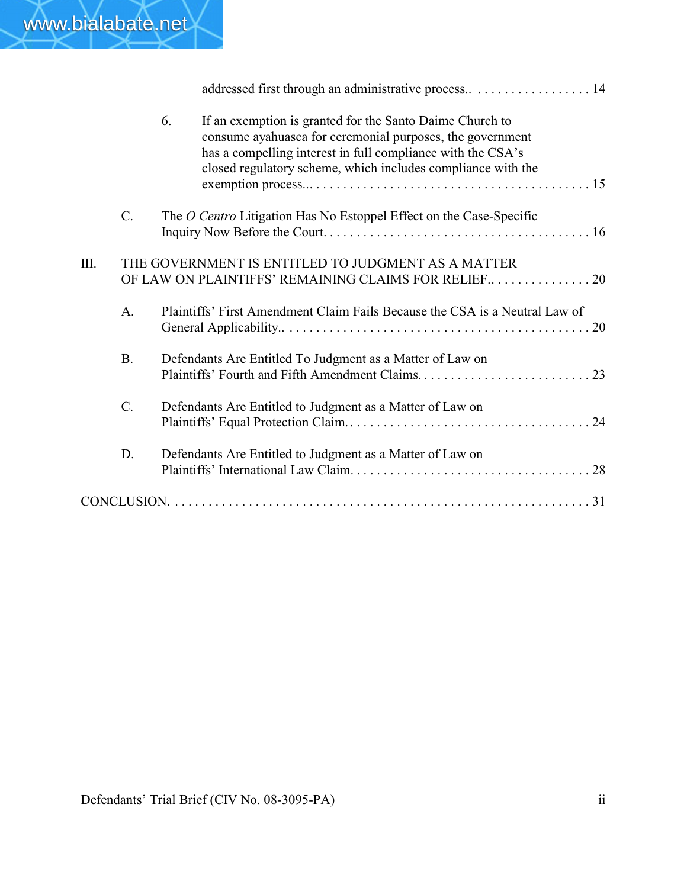addressed first through an administrative process.. . . . . . . . . . . . . . . . . . 14

6. If an exemption is granted for the Santo Daime Church to consume ayahuasca for ceremonial purposes, the government has a compelling interest in full compliance with the CSA's closed regulatory scheme, which includes compliance with the exemption process... . . . . . . . . . . . . . . . . . . . . . . . . . . . . . . . . . . . . . . . . 15

C. The *O Centro* Litigation Has No Estoppel Effect on the Case-Specific Inquiry Now Before the Court. . . . . . . . . . . . . . . . . . . . . . . . . . . . . . . . . . . . . . . 16

III. THE GOVERNMENT IS ENTITLED TO JUDGMENT AS A MATTER OF LAW ON PLAINTIFFS' REMAINING CLAIMS FOR RELIEF.. . . . . . . . . . . . . . . 20

A. Plaintiffs' First Amendment Claim Fails Because the CSA is a Neutral Law of General Applicability.. . . . . . . . . . . . . . . . . . . . . . . . . . . . . . . . . . . . . . . . . . . . 20

B. Defendants Are Entitled To Judgment as a Matter of Law on Plaintiffs' Fourth and Fifth Amendment Claims. . . . . . . . . . . . . . . . . . . . . . . . . . 23

C. Defendants Are Entitled to Judgment as a Matter of Law on Plaintiffs' Equal Protection Claim.. . . . . . . . . . . . . . . . . . . . . . . . . . . . . . . . . . . . 24

D. Defendants Are Entitled to Judgment as a Matter of Law on Plaintiffs' International Law Claim. . . . . . . . . . . . . . . . . . . . . . . . . . . . . . . . . . . 28

CONCLUSION. . . . . . . . . . . . . . . . . . . . . . . . . . . . . . . . . . . . . . . . . . . . . . . . . . . . . . . . . . . . 31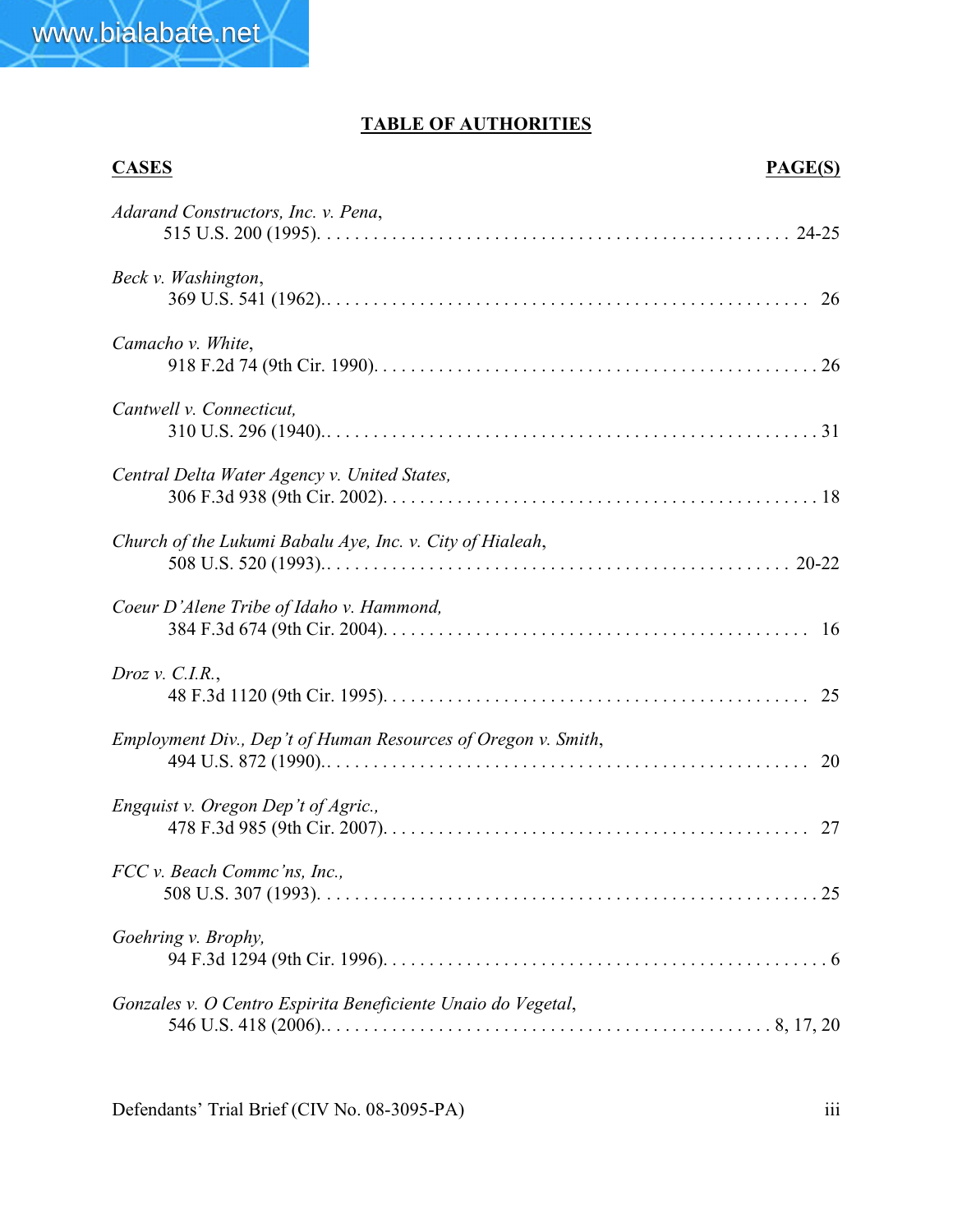## TABLE OF AUTHORITIES

| CASES | PAGE(S) |
|---|---|
| *Adarand Constructors, Inc. v. Pena*, 515 U.S. 200 (1995) | 24-25 |
| *Beck v. Washington*, 369 U.S. 541 (1962). | 26 |
| *Camacho v. White*, 918 F.2d 74 (9th Cir. 1990) | 26 |
| *Cantwell v. Connecticut,* 310 U.S. 296 (1940). | 31 |
| *Central Delta Water Agency v. United States,* 306 F.3d 938 (9th Cir. 2002) | 18 |
| *Church of the Lukumi Babalu Aye, Inc. v. City of Hialeah*, 508 U.S. 520 (1993). | 20-22 |
| *Coeur D'Alene Tribe of Idaho v. Hammond,* 384 F.3d 674 (9th Cir. 2004) | 16 |
| *Droz v. C.I.R.*, 48 F.3d 1120 (9th Cir. 1995) | 25 |
| *Employment Div., Dep't of Human Resources of Oregon v. Smith*, 494 U.S. 872 (1990). | 20 |
| *Engquist v. Oregon Dep't of Agric.,* 478 F.3d 985 (9th Cir. 2007) | 27 |
| *FCC v. Beach Commc'ns, Inc.,* 508 U.S. 307 (1993) | 25 |
| *Goehring v. Brophy,* 94 F.3d 1294 (9th Cir. 1996) | 6 |
| *Gonzales v. O Centro Espirita Beneficiente Unaio do Vegetal*, 546 U.S. 418 (2006). | 8, 17, 20 |

Defendants' Trial Brief (CIV No. 08-3095-PA)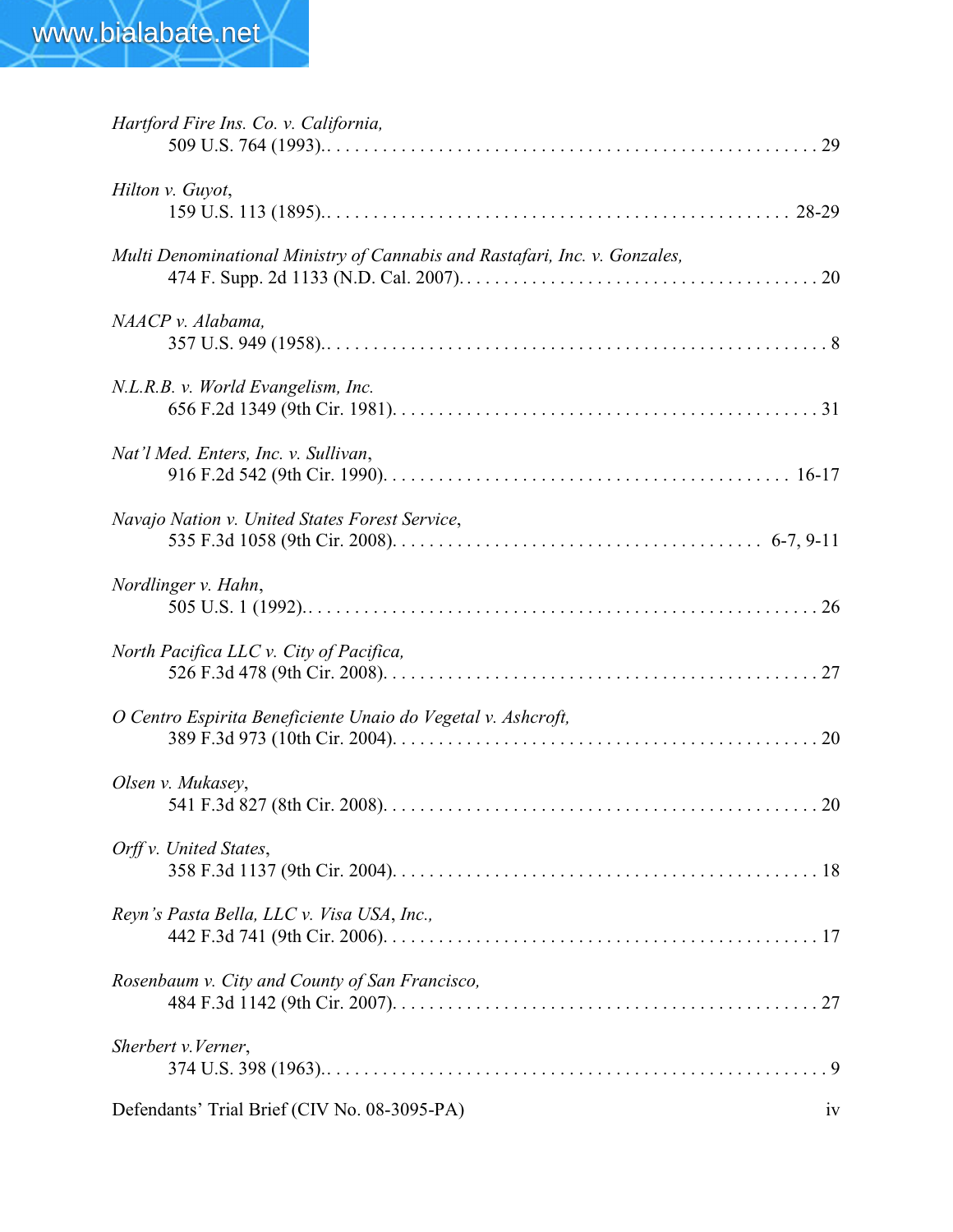*Hartford Fire Ins. Co. v. California*,
509 U.S. 764 (1993). . . . . . . . . . . . . . . . . . . . . . . . . . . . . . . . . . . . . . . . . . . . . . . . . . 29

*Hilton v. Guyot*,
159 U.S. 113 (1895). . . . . . . . . . . . . . . . . . . . . . . . . . . . . . . . . . . . . . . . . . . . . . . . 28-29

*Multi Denominational Ministry of Cannabis and Rastafari, Inc. v. Gonzales*,
474 F. Supp. 2d 1133 (N.D. Cal. 2007). . . . . . . . . . . . . . . . . . . . . . . . . . . . . . . . . . . . . 20

*NAACP v. Alabama*,
357 U.S. 949 (1958). . . . . . . . . . . . . . . . . . . . . . . . . . . . . . . . . . . . . . . . . . . . . . . . . . . 8

*N.L.R.B. v. World Evangelism, Inc.*
656 F.2d 1349 (9th Cir. 1981). . . . . . . . . . . . . . . . . . . . . . . . . . . . . . . . . . . . . . . . . . . . . 31

*Nat'l Med. Enters, Inc. v. Sullivan*,
916 F.2d 542 (9th Cir. 1990). . . . . . . . . . . . . . . . . . . . . . . . . . . . . . . . . . . . . . . . . . . 16-17

*Navajo Nation v. United States Forest Service*,
535 F.3d 1058 (9th Cir. 2008). . . . . . . . . . . . . . . . . . . . . . . . . . . . . . . . . . . . . . 6-7, 9-11

*Nordlinger v. Hahn*,
505 U.S. 1 (1992). . . . . . . . . . . . . . . . . . . . . . . . . . . . . . . . . . . . . . . . . . . . . . . . . . . . . 26

*North Pacifica LLC v. City of Pacifica*,
526 F.3d 478 (9th Cir. 2008). . . . . . . . . . . . . . . . . . . . . . . . . . . . . . . . . . . . . . . . . . . . . 27

*O Centro Espirita Beneficiente Unaio do Vegetal v. Ashcroft*,
389 F.3d 973 (10th Cir. 2004). . . . . . . . . . . . . . . . . . . . . . . . . . . . . . . . . . . . . . . . . . . . 20

*Olsen v. Mukasey*,
541 F.3d 827 (8th Cir. 2008). . . . . . . . . . . . . . . . . . . . . . . . . . . . . . . . . . . . . . . . . . . . . 20

*Orff v. United States*,
358 F.3d 1137 (9th Cir. 2004). . . . . . . . . . . . . . . . . . . . . . . . . . . . . . . . . . . . . . . . . . . . 18

*Reyn's Pasta Bella, LLC v. Visa USA, Inc.*,
442 F.3d 741 (9th Cir. 2006). . . . . . . . . . . . . . . . . . . . . . . . . . . . . . . . . . . . . . . . . . . . . 17

*Rosenbaum v. City and County of San Francisco*,
484 F.3d 1142 (9th Cir. 2007). . . . . . . . . . . . . . . . . . . . . . . . . . . . . . . . . . . . . . . . . . . . 27

*Sherbert v.Verner*,
374 U.S. 398 (1963). . . . . . . . . . . . . . . . . . . . . . . . . . . . . . . . . . . . . . . . . . . . . . . . . . . 9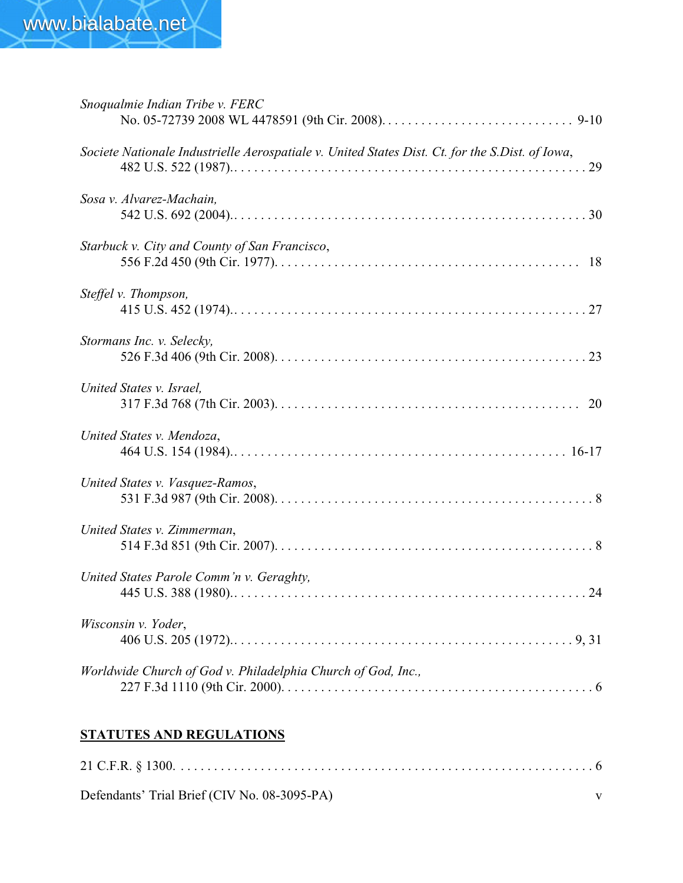*Snoqualmie Indian Tribe v. FERC*
No. 05-72739 2008 WL 4478591 (9th Cir. 2008). . . . . . . . . . . . . . . . . . . . . . . . . . . . . . 9-10

*Societe Nationale Industrielle Aerospatiale v. United States Dist. Ct. for the S.Dist. of Iowa*,
482 U.S. 522 (1987).. . . . . . . . . . . . . . . . . . . . . . . . . . . . . . . . . . . . . . . . . . . . . . . . . . . 29

*Sosa v. Alvarez-Machain,*
542 U.S. 692 (2004).. . . . . . . . . . . . . . . . . . . . . . . . . . . . . . . . . . . . . . . . . . . . . . . . . . . 30

*Starbuck v. City and County of San Francisco*,
556 F.2d 450 (9th Cir. 1977). . . . . . . . . . . . . . . . . . . . . . . . . . . . . . . . . . . . . . . . . . . . . . 18

*Steffel v. Thompson,*
415 U.S. 452 (1974).. . . . . . . . . . . . . . . . . . . . . . . . . . . . . . . . . . . . . . . . . . . . . . . . . . . 27

*Stormans Inc. v. Selecky,*
526 F.3d 406 (9th Cir. 2008). . . . . . . . . . . . . . . . . . . . . . . . . . . . . . . . . . . . . . . . . . . . . . 23

*United States v. Israel,*
317 F.3d 768 (7th Cir. 2003). . . . . . . . . . . . . . . . . . . . . . . . . . . . . . . . . . . . . . . . . . . . . . 20

*United States v. Mendoza*,
464 U.S. 154 (1984).. . . . . . . . . . . . . . . . . . . . . . . . . . . . . . . . . . . . . . . . . . . . . . . . . 16-17

*United States v. Vasquez-Ramos*,
531 F.3d 987 (9th Cir. 2008). . . . . . . . . . . . . . . . . . . . . . . . . . . . . . . . . . . . . . . . . . . . . . . 8

*United States v. Zimmerman*,
514 F.3d 851 (9th Cir. 2007). . . . . . . . . . . . . . . . . . . . . . . . . . . . . . . . . . . . . . . . . . . . . . . 8

*United States Parole Comm'n v. Geraghty,*
445 U.S. 388 (1980).. . . . . . . . . . . . . . . . . . . . . . . . . . . . . . . . . . . . . . . . . . . . . . . . . . . 24

*Wisconsin v. Yoder*,
406 U.S. 205 (1972).. . . . . . . . . . . . . . . . . . . . . . . . . . . . . . . . . . . . . . . . . . . . . . . . . . 9, 31

*Worldwide Church of God v. Philadelphia Church of God, Inc.,*
227 F.3d 1110 (9th Cir. 2000). . . . . . . . . . . . . . . . . . . . . . . . . . . . . . . . . . . . . . . . . . . . . . 6

## STATUTES AND REGULATIONS

21 C.F.R. § 1300. . . . . . . . . . . . . . . . . . . . . . . . . . . . . . . . . . . . . . . . . . . . . . . . . . . . . . . . . . 6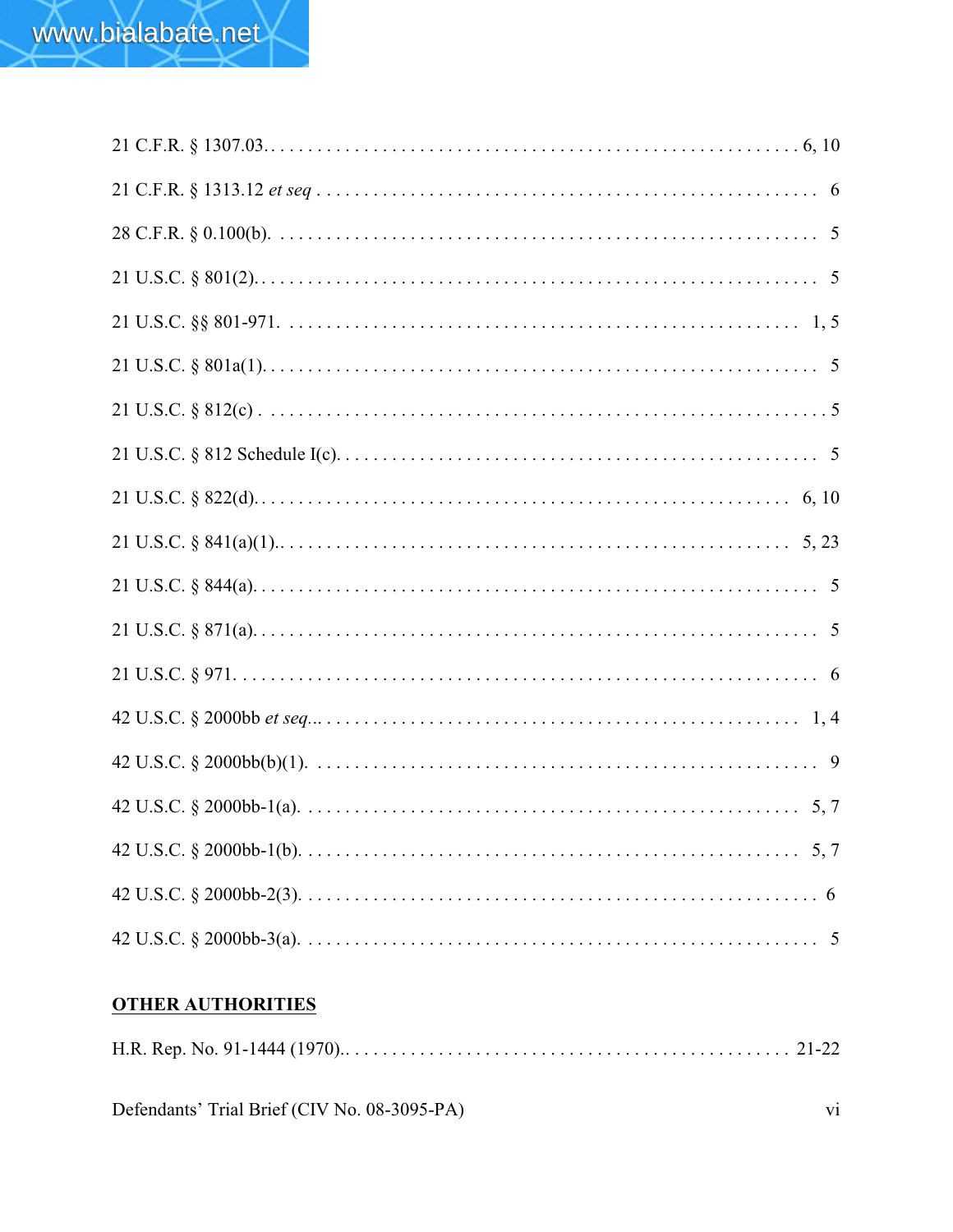21 C.F.R. § 1307.03. . . . . . . . . . . . . . . . . . . . . . . . . . . . . . . . . . . . . . . . . . . . . . . . . . . . . . 6, 10

21 C.F.R. § 1313.12 *et seq* . . . . . . . . . . . . . . . . . . . . . . . . . . . . . . . . . . . . . . . . . . . . . . . . . . . . 6

28 C.F.R. § 0.100(b). . . . . . . . . . . . . . . . . . . . . . . . . . . . . . . . . . . . . . . . . . . . . . . . . . . . . . . . . 5

21 U.S.C. § 801(2). . . . . . . . . . . . . . . . . . . . . . . . . . . . . . . . . . . . . . . . . . . . . . . . . . . . . . . . . . . 5

21 U.S.C. §§ 801-971. . . . . . . . . . . . . . . . . . . . . . . . . . . . . . . . . . . . . . . . . . . . . . . . . . . . . . . . 1, 5

21 U.S.C. § 801a(1). . . . . . . . . . . . . . . . . . . . . . . . . . . . . . . . . . . . . . . . . . . . . . . . . . . . . . . . . . . 5

21 U.S.C. § 812(c) . . . . . . . . . . . . . . . . . . . . . . . . . . . . . . . . . . . . . . . . . . . . . . . . . . . . . . . . . . . . 5

21 U.S.C. § 812 Schedule I(c). . . . . . . . . . . . . . . . . . . . . . . . . . . . . . . . . . . . . . . . . . . . . . . . . . . . 5

21 U.S.C. § 822(d). . . . . . . . . . . . . . . . . . . . . . . . . . . . . . . . . . . . . . . . . . . . . . . . . . . . . . . . . 6, 10

21 U.S.C. § 841(a)(1).. . . . . . . . . . . . . . . . . . . . . . . . . . . . . . . . . . . . . . . . . . . . . . . . . . . . . . . 5, 23

21 U.S.C. § 844(a). . . . . . . . . . . . . . . . . . . . . . . . . . . . . . . . . . . . . . . . . . . . . . . . . . . . . . . . . . . 5

21 U.S.C. § 871(a). . . . . . . . . . . . . . . . . . . . . . . . . . . . . . . . . . . . . . . . . . . . . . . . . . . . . . . . . . . 5

21 U.S.C. § 971. . . . . . . . . . . . . . . . . . . . . . . . . . . . . . . . . . . . . . . . . . . . . . . . . . . . . . . . . . . . . 6

42 U.S.C. § 2000bb *et seq*... . . . . . . . . . . . . . . . . . . . . . . . . . . . . . . . . . . . . . . . . . . . . . . . . . . 1, 4

42 U.S.C. § 2000bb(b)(1). . . . . . . . . . . . . . . . . . . . . . . . . . . . . . . . . . . . . . . . . . . . . . . . . . . . . . 9

42 U.S.C. § 2000bb-1(a). . . . . . . . . . . . . . . . . . . . . . . . . . . . . . . . . . . . . . . . . . . . . . . . . . . . . . 5, 7

42 U.S.C. § 2000bb-1(b). . . . . . . . . . . . . . . . . . . . . . . . . . . . . . . . . . . . . . . . . . . . . . . . . . . . . . 5, 7

42 U.S.C. § 2000bb-2(3). . . . . . . . . . . . . . . . . . . . . . . . . . . . . . . . . . . . . . . . . . . . . . . . . . . . . . . 6

42 U.S.C. § 2000bb-3(a). . . . . . . . . . . . . . . . . . . . . . . . . . . . . . . . . . . . . . . . . . . . . . . . . . . . . . . 5

**OTHER AUTHORITIES**

H.R. Rep. No. 91-1444 (1970).. . . . . . . . . . . . . . . . . . . . . . . . . . . . . . . . . . . . . . . . . . . . . . . 21-22

Defendants' Trial Brief (CIV No. 08-3095-PA)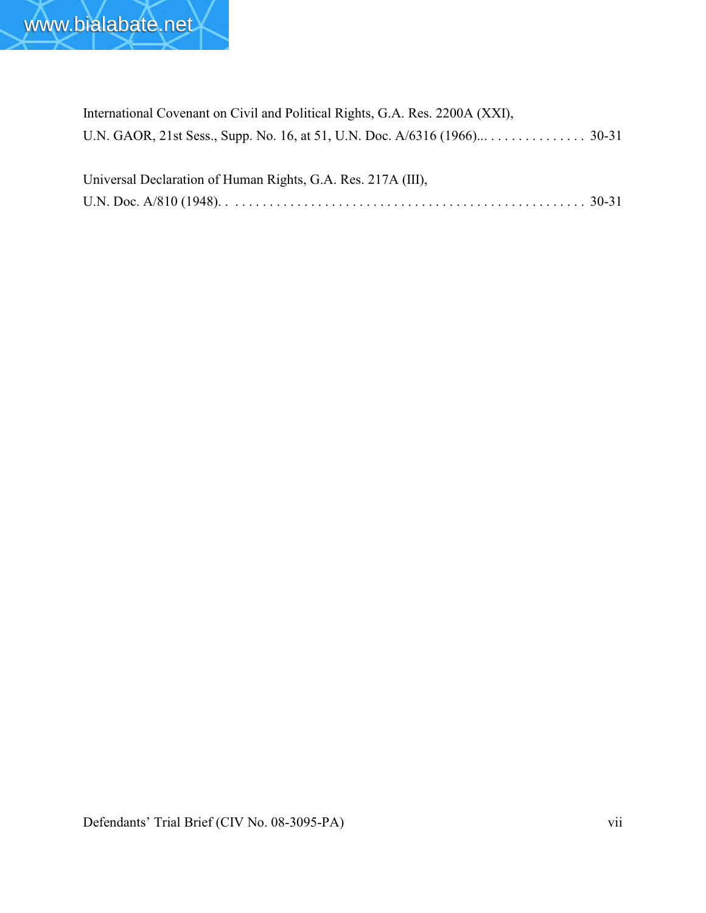International Covenant on Civil and Political Rights, G.A. Res. 2200A (XXI),
U.N. GAOR, 21st Sess., Supp. No. 16, at 51, U.N. Doc. A/6316 (1966)... . . . . . . . . . . . . . . 30-31

Universal Declaration of Human Rights, G.A. Res. 217A (III),
U.N. Doc. A/810 (1948). . . . . . . . . . . . . . . . . . . . . . . . . . . . . . . . . . . . . . . . . . . . . . . . . . . . 30-31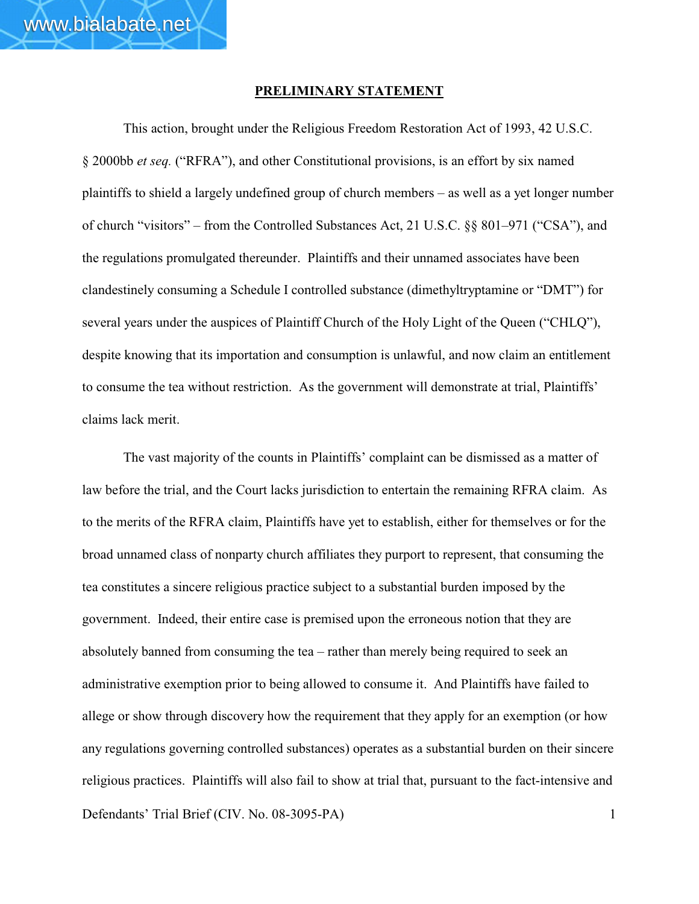## PRELIMINARY STATEMENT

This action, brought under the Religious Freedom Restoration Act of 1993, 42 U.S.C. § 2000bb *et seq.* ("RFRA"), and other Constitutional provisions, is an effort by six named plaintiffs to shield a largely undefined group of church members – as well as a yet longer number of church "visitors" – from the Controlled Substances Act, 21 U.S.C. §§ 801–971 ("CSA"), and the regulations promulgated thereunder. Plaintiffs and their unnamed associates have been clandestinely consuming a Schedule I controlled substance (dimethyltryptamine or "DMT") for several years under the auspices of Plaintiff Church of the Holy Light of the Queen ("CHLQ"), despite knowing that its importation and consumption is unlawful, and now claim an entitlement to consume the tea without restriction. As the government will demonstrate at trial, Plaintiffs' claims lack merit.

The vast majority of the counts in Plaintiffs' complaint can be dismissed as a matter of law before the trial, and the Court lacks jurisdiction to entertain the remaining RFRA claim. As to the merits of the RFRA claim, Plaintiffs have yet to establish, either for themselves or for the broad unnamed class of nonparty church affiliates they purport to represent, that consuming the tea constitutes a sincere religious practice subject to a substantial burden imposed by the government. Indeed, their entire case is premised upon the erroneous notion that they are absolutely banned from consuming the tea – rather than merely being required to seek an administrative exemption prior to being allowed to consume it. And Plaintiffs have failed to allege or show through discovery how the requirement that they apply for an exemption (or how any regulations governing controlled substances) operates as a substantial burden on their sincere religious practices. Plaintiffs will also fail to show at trial that, pursuant to the fact-intensive and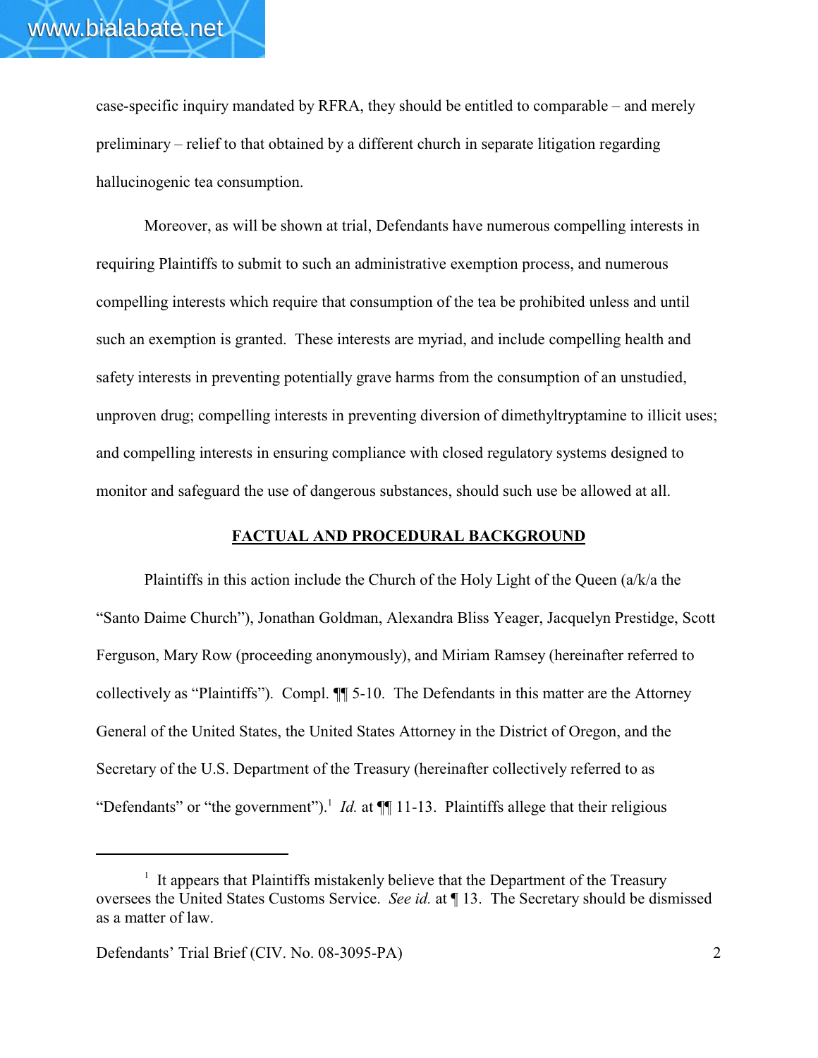case-specific inquiry mandated by RFRA, they should be entitled to comparable – and merely preliminary – relief to that obtained by a different church in separate litigation regarding hallucinogenic tea consumption.

Moreover, as will be shown at trial, Defendants have numerous compelling interests in requiring Plaintiffs to submit to such an administrative exemption process, and numerous compelling interests which require that consumption of the tea be prohibited unless and until such an exemption is granted. These interests are myriad, and include compelling health and safety interests in preventing potentially grave harms from the consumption of an unstudied, unproven drug; compelling interests in preventing diversion of dimethyltryptamine to illicit uses; and compelling interests in ensuring compliance with closed regulatory systems designed to monitor and safeguard the use of dangerous substances, should such use be allowed at all.

## FACTUAL AND PROCEDURAL BACKGROUND

Plaintiffs in this action include the Church of the Holy Light of the Queen (a/k/a the "Santo Daime Church"), Jonathan Goldman, Alexandra Bliss Yeager, Jacquelyn Prestidge, Scott Ferguson, Mary Row (proceeding anonymously), and Miriam Ramsey (hereinafter referred to collectively as "Plaintiffs"). Compl. ¶¶ 5-10. The Defendants in this matter are the Attorney General of the United States, the United States Attorney in the District of Oregon, and the Secretary of the U.S. Department of the Treasury (hereinafter collectively referred to as "Defendants" or "the government").[1] *Id.* at ¶¶ 11-13. Plaintiffs allege that their religious

---

[1] It appears that Plaintiffs mistakenly believe that the Department of the Treasury oversees the United States Customs Service. *See id.* at ¶ 13. The Secretary should be dismissed as a matter of law.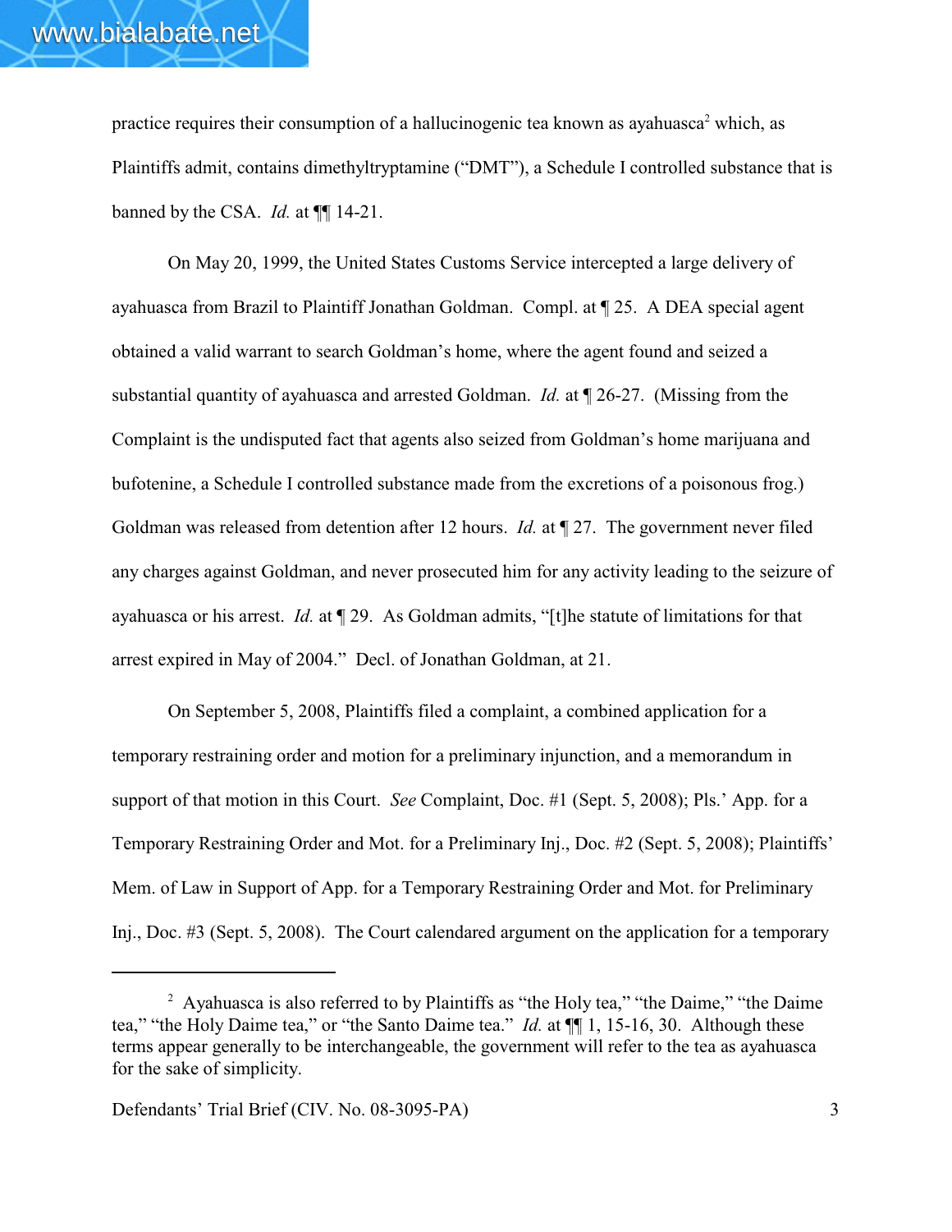practice requires their consumption of a hallucinogenic tea known as ayahuasca[2] which, as Plaintiffs admit, contains dimethyltryptamine ("DMT"), a Schedule I controlled substance that is banned by the CSA. *Id.* at ¶¶ 14-21.

On May 20, 1999, the United States Customs Service intercepted a large delivery of ayahuasca from Brazil to Plaintiff Jonathan Goldman. Compl. at ¶ 25. A DEA special agent obtained a valid warrant to search Goldman's home, where the agent found and seized a substantial quantity of ayahuasca and arrested Goldman. *Id.* at ¶ 26-27. (Missing from the Complaint is the undisputed fact that agents also seized from Goldman's home marijuana and bufotenine, a Schedule I controlled substance made from the excretions of a poisonous frog.) Goldman was released from detention after 12 hours. *Id.* at ¶ 27. The government never filed any charges against Goldman, and never prosecuted him for any activity leading to the seizure of ayahuasca or his arrest. *Id.* at ¶ 29. As Goldman admits, "[t]he statute of limitations for that arrest expired in May of 2004." Decl. of Jonathan Goldman, at 21.

On September 5, 2008, Plaintiffs filed a complaint, a combined application for a temporary restraining order and motion for a preliminary injunction, and a memorandum in support of that motion in this Court. *See* Complaint, Doc. #1 (Sept. 5, 2008); Pls.' App. for a Temporary Restraining Order and Mot. for a Preliminary Inj., Doc. #2 (Sept. 5, 2008); Plaintiffs' Mem. of Law in Support of App. for a Temporary Restraining Order and Mot. for Preliminary Inj., Doc. #3 (Sept. 5, 2008). The Court calendared argument on the application for a temporary

---

[2] Ayahuasca is also referred to by Plaintiffs as "the Holy tea," "the Daime," "the Daime tea," "the Holy Daime tea," or "the Santo Daime tea." *Id.* at ¶¶ 1, 15-16, 30. Although these terms appear generally to be interchangeable, the government will refer to the tea as ayahuasca for the sake of simplicity.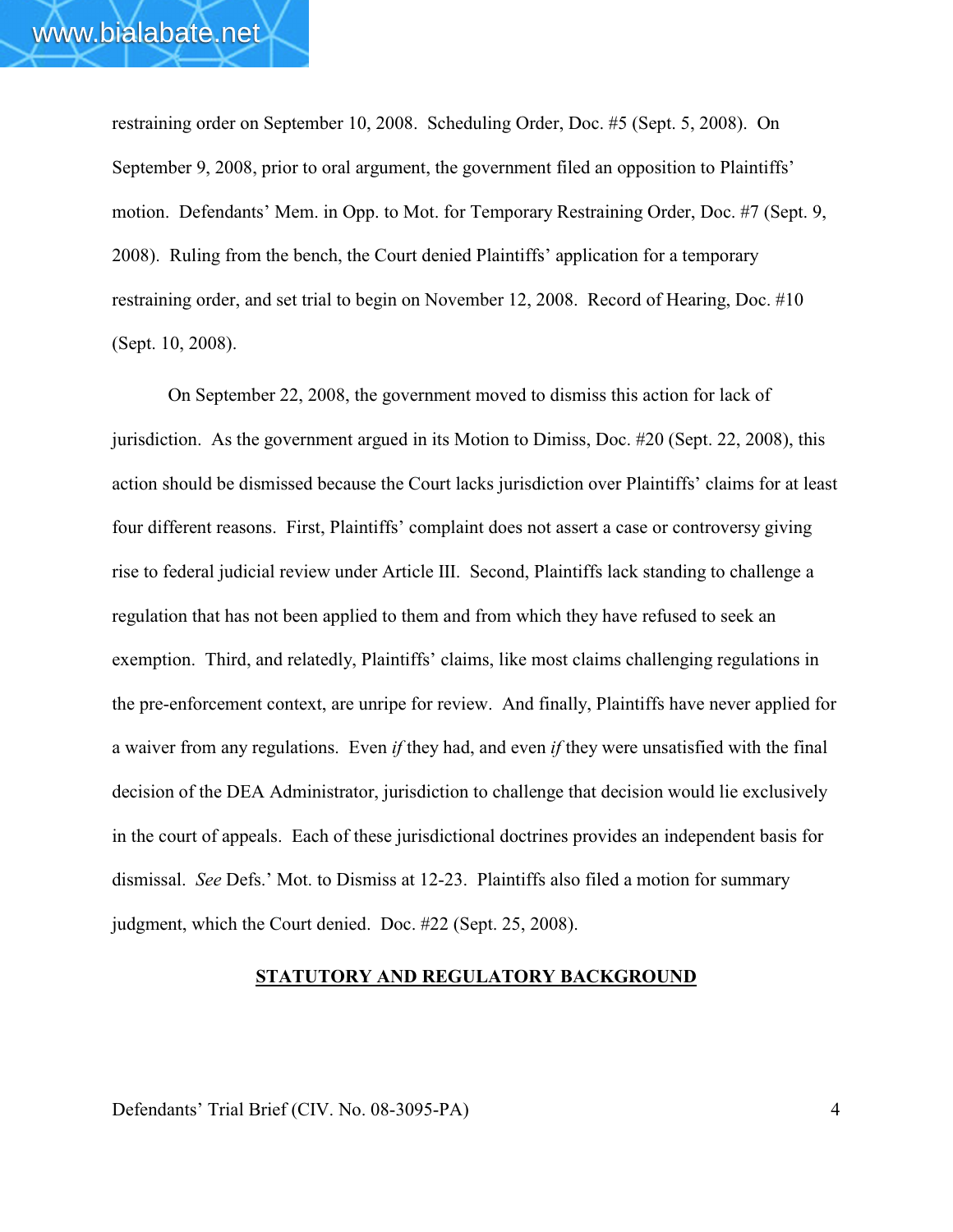restraining order on September 10, 2008. Scheduling Order, Doc. #5 (Sept. 5, 2008). On September 9, 2008, prior to oral argument, the government filed an opposition to Plaintiffs' motion. Defendants' Mem. in Opp. to Mot. for Temporary Restraining Order, Doc. #7 (Sept. 9, 2008). Ruling from the bench, the Court denied Plaintiffs' application for a temporary restraining order, and set trial to begin on November 12, 2008. Record of Hearing, Doc. #10 (Sept. 10, 2008).

On September 22, 2008, the government moved to dismiss this action for lack of jurisdiction. As the government argued in its Motion to Dimiss, Doc. #20 (Sept. 22, 2008), this action should be dismissed because the Court lacks jurisdiction over Plaintiffs' claims for at least four different reasons. First, Plaintiffs' complaint does not assert a case or controversy giving rise to federal judicial review under Article III. Second, Plaintiffs lack standing to challenge a regulation that has not been applied to them and from which they have refused to seek an exemption. Third, and relatedly, Plaintiffs' claims, like most claims challenging regulations in the pre-enforcement context, are unripe for review. And finally, Plaintiffs have never applied for a waiver from any regulations. Even *if* they had, and even *if* they were unsatisfied with the final decision of the DEA Administrator, jurisdiction to challenge that decision would lie exclusively in the court of appeals. Each of these jurisdictional doctrines provides an independent basis for dismissal. *See* Defs.' Mot. to Dismiss at 12-23. Plaintiffs also filed a motion for summary judgment, which the Court denied. Doc. #22 (Sept. 25, 2008).

## STATUTORY AND REGULATORY BACKGROUND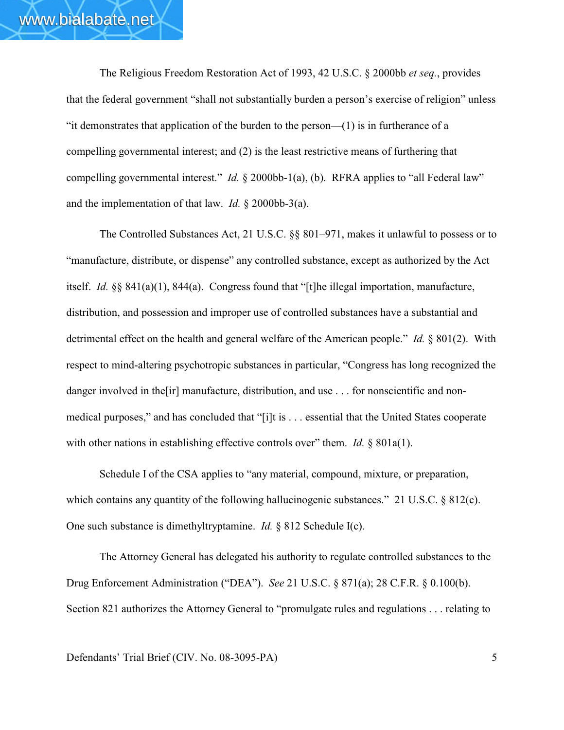The Religious Freedom Restoration Act of 1993, 42 U.S.C. § 2000bb *et seq.*, provides that the federal government "shall not substantially burden a person's exercise of religion" unless "it demonstrates that application of the burden to the person—(1) is in furtherance of a compelling governmental interest; and (2) is the least restrictive means of furthering that compelling governmental interest." *Id.* § 2000bb-1(a), (b). RFRA applies to "all Federal law" and the implementation of that law. *Id.* § 2000bb-3(a).

The Controlled Substances Act, 21 U.S.C. §§ 801–971, makes it unlawful to possess or to "manufacture, distribute, or dispense" any controlled substance, except as authorized by the Act itself. *Id.* §§ 841(a)(1), 844(a). Congress found that "[t]he illegal importation, manufacture, distribution, and possession and improper use of controlled substances have a substantial and detrimental effect on the health and general welfare of the American people." *Id.* § 801(2). With respect to mind-altering psychotropic substances in particular, "Congress has long recognized the danger involved in the[ir] manufacture, distribution, and use . . . for nonscientific and non-medical purposes," and has concluded that "[i]t is . . . essential that the United States cooperate with other nations in establishing effective controls over" them. *Id.* § 801a(1).

Schedule I of the CSA applies to "any material, compound, mixture, or preparation, which contains any quantity of the following hallucinogenic substances." 21 U.S.C. § 812(c). One such substance is dimethyltryptamine. *Id.* § 812 Schedule I(c).

The Attorney General has delegated his authority to regulate controlled substances to the Drug Enforcement Administration ("DEA"). *See* 21 U.S.C. § 871(a); 28 C.F.R. § 0.100(b). Section 821 authorizes the Attorney General to "promulgate rules and regulations . . . relating to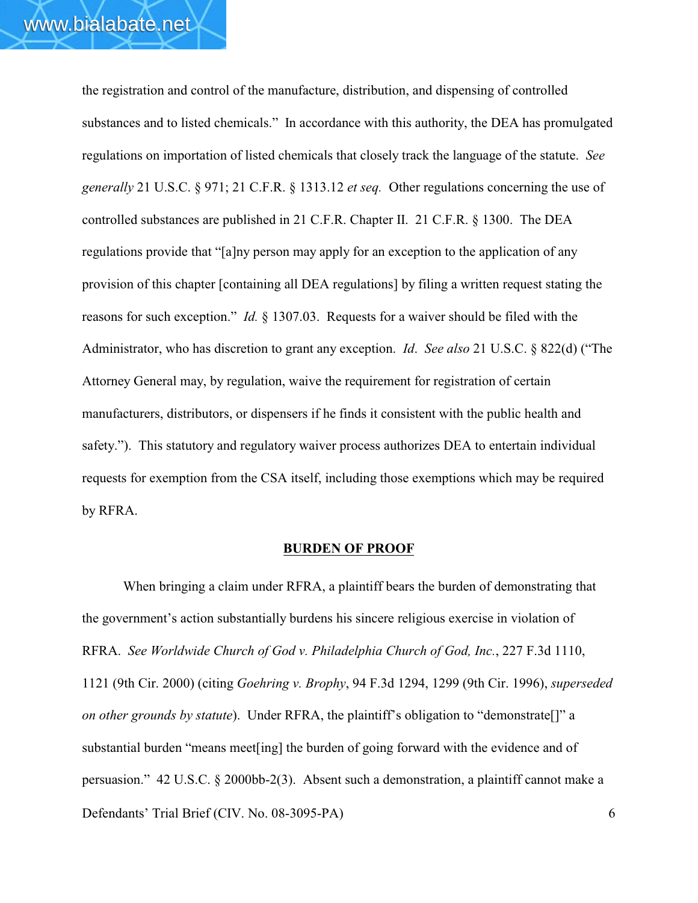the registration and control of the manufacture, distribution, and dispensing of controlled substances and to listed chemicals." In accordance with this authority, the DEA has promulgated regulations on importation of listed chemicals that closely track the language of the statute. *See generally* 21 U.S.C. § 971; 21 C.F.R. § 1313.12 *et seq.* Other regulations concerning the use of controlled substances are published in 21 C.F.R. Chapter II. 21 C.F.R. § 1300. The DEA regulations provide that "[a]ny person may apply for an exception to the application of any provision of this chapter [containing all DEA regulations] by filing a written request stating the reasons for such exception." *Id.* § 1307.03. Requests for a waiver should be filed with the Administrator, who has discretion to grant any exception. *Id*. *See also* 21 U.S.C. § 822(d) ("The Attorney General may, by regulation, waive the requirement for registration of certain manufacturers, distributors, or dispensers if he finds it consistent with the public health and safety."). This statutory and regulatory waiver process authorizes DEA to entertain individual requests for exemption from the CSA itself, including those exemptions which may be required by RFRA.

## BURDEN OF PROOF

When bringing a claim under RFRA, a plaintiff bears the burden of demonstrating that the government's action substantially burdens his sincere religious exercise in violation of RFRA. *See Worldwide Church of God v. Philadelphia Church of God, Inc.*, 227 F.3d 1110, 1121 (9th Cir. 2000) (citing *Goehring v. Brophy*, 94 F.3d 1294, 1299 (9th Cir. 1996), *superseded on other grounds by statute*). Under RFRA, the plaintiff's obligation to "demonstrate[]" a substantial burden "means meet[ing] the burden of going forward with the evidence and of persuasion." 42 U.S.C. § 2000bb-2(3). Absent such a demonstration, a plaintiff cannot make a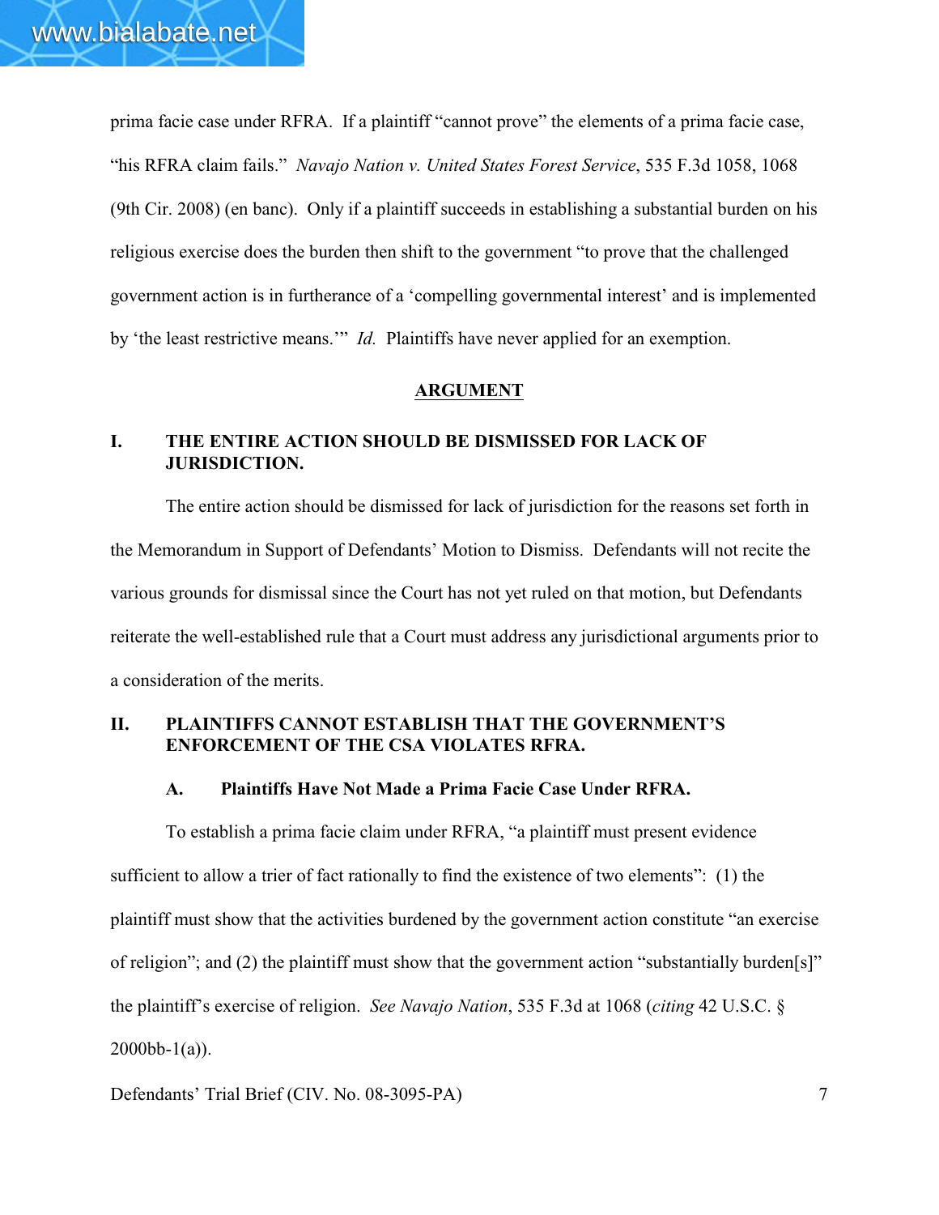prima facie case under RFRA. If a plaintiff "cannot prove" the elements of a prima facie case, "his RFRA claim fails." *Navajo Nation v. United States Forest Service*, 535 F.3d 1058, 1068 (9th Cir. 2008) (en banc). Only if a plaintiff succeeds in establishing a substantial burden on his religious exercise does the burden then shift to the government "to prove that the challenged government action is in furtherance of a 'compelling governmental interest' and is implemented by 'the least restrictive means.'" *Id.* Plaintiffs have never applied for an exemption.

## ARGUMENT

### I. THE ENTIRE ACTION SHOULD BE DISMISSED FOR LACK OF JURISDICTION.

The entire action should be dismissed for lack of jurisdiction for the reasons set forth in the Memorandum in Support of Defendants' Motion to Dismiss. Defendants will not recite the various grounds for dismissal since the Court has not yet ruled on that motion, but Defendants reiterate the well-established rule that a Court must address any jurisdictional arguments prior to a consideration of the merits.

### II. PLAINTIFFS CANNOT ESTABLISH THAT THE GOVERNMENT'S ENFORCEMENT OF THE CSA VIOLATES RFRA.

#### A. Plaintiffs Have Not Made a Prima Facie Case Under RFRA.

To establish a prima facie claim under RFRA, "a plaintiff must present evidence sufficient to allow a trier of fact rationally to find the existence of two elements": (1) the plaintiff must show that the activities burdened by the government action constitute "an exercise of religion"; and (2) the plaintiff must show that the government action "substantially burden[s]" the plaintiff's exercise of religion. *See Navajo Nation*, 535 F.3d at 1068 (*citing* 42 U.S.C. § 2000bb-1(a)).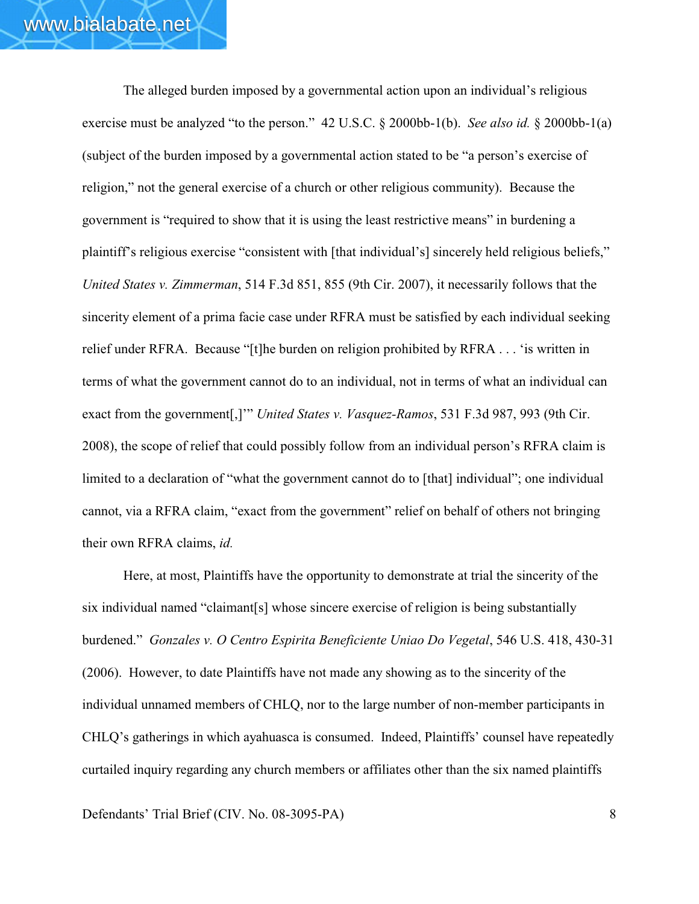The alleged burden imposed by a governmental action upon an individual's religious exercise must be analyzed "to the person." 42 U.S.C. § 2000bb-1(b). *See also id.* § 2000bb-1(a) (subject of the burden imposed by a governmental action stated to be "a person's exercise of religion," not the general exercise of a church or other religious community). Because the government is "required to show that it is using the least restrictive means" in burdening a plaintiff's religious exercise "consistent with [that individual's] sincerely held religious beliefs," *United States v. Zimmerman*, 514 F.3d 851, 855 (9th Cir. 2007), it necessarily follows that the sincerity element of a prima facie case under RFRA must be satisfied by each individual seeking relief under RFRA. Because "[t]he burden on religion prohibited by RFRA . . . 'is written in terms of what the government cannot do to an individual, not in terms of what an individual can exact from the government[,]'" *United States v. Vasquez-Ramos*, 531 F.3d 987, 993 (9th Cir. 2008), the scope of relief that could possibly follow from an individual person's RFRA claim is limited to a declaration of "what the government cannot do to [that] individual"; one individual cannot, via a RFRA claim, "exact from the government" relief on behalf of others not bringing their own RFRA claims, *id.*

Here, at most, Plaintiffs have the opportunity to demonstrate at trial the sincerity of the six individual named "claimant[s] whose sincere exercise of religion is being substantially burdened." *Gonzales v. O Centro Espirita Beneficiente Uniao Do Vegetal*, 546 U.S. 418, 430-31 (2006). However, to date Plaintiffs have not made any showing as to the sincerity of the individual unnamed members of CHLQ, nor to the large number of non-member participants in CHLQ's gatherings in which ayahuasca is consumed. Indeed, Plaintiffs' counsel have repeatedly curtailed inquiry regarding any church members or affiliates other than the six named plaintiffs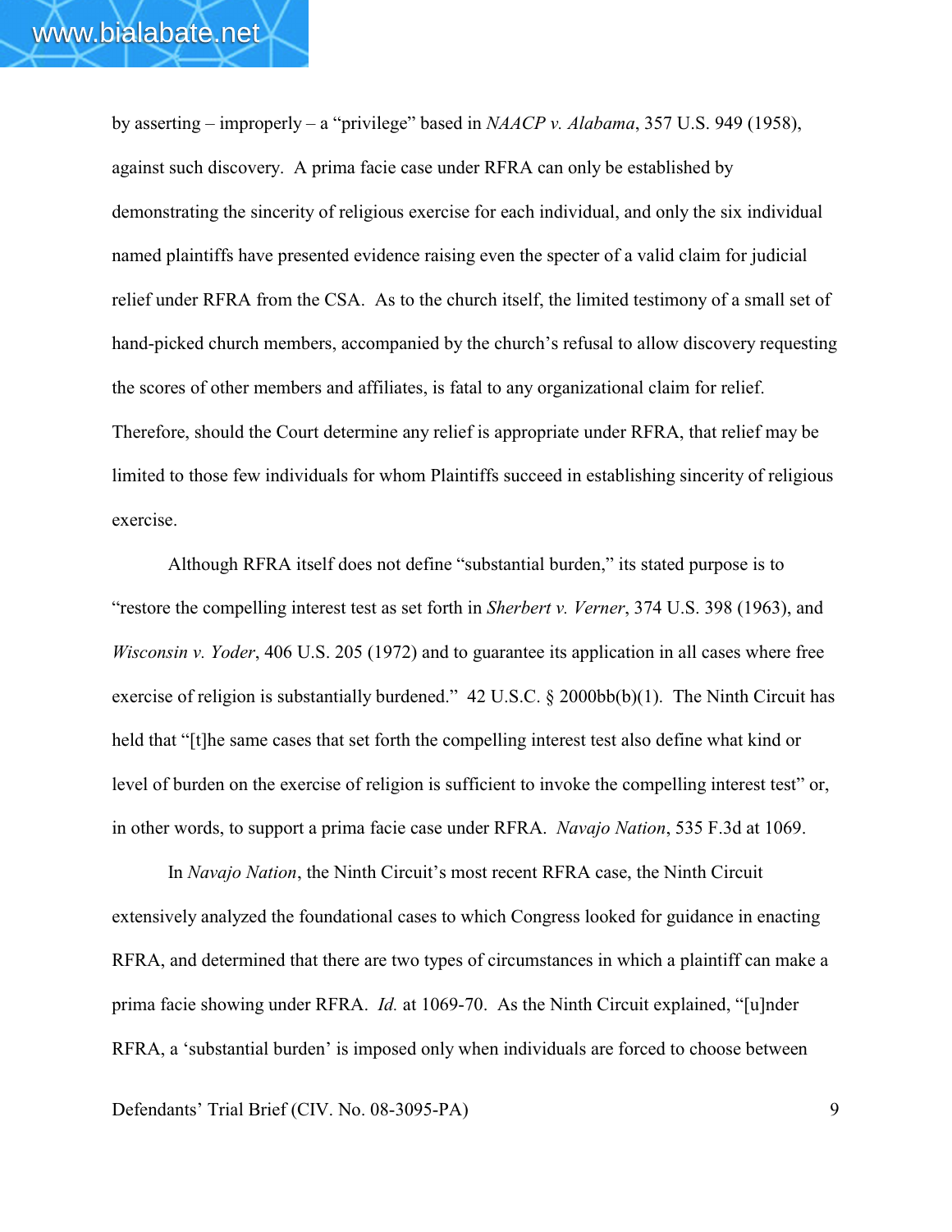by asserting – improperly – a "privilege" based in *NAACP v. Alabama*, 357 U.S. 949 (1958), against such discovery. A prima facie case under RFRA can only be established by demonstrating the sincerity of religious exercise for each individual, and only the six individual named plaintiffs have presented evidence raising even the specter of a valid claim for judicial relief under RFRA from the CSA. As to the church itself, the limited testimony of a small set of hand-picked church members, accompanied by the church's refusal to allow discovery requesting the scores of other members and affiliates, is fatal to any organizational claim for relief. Therefore, should the Court determine any relief is appropriate under RFRA, that relief may be limited to those few individuals for whom Plaintiffs succeed in establishing sincerity of religious exercise.

Although RFRA itself does not define "substantial burden," its stated purpose is to "restore the compelling interest test as set forth in *Sherbert v. Verner*, 374 U.S. 398 (1963), and *Wisconsin v. Yoder*, 406 U.S. 205 (1972) and to guarantee its application in all cases where free exercise of religion is substantially burdened." 42 U.S.C. § 2000bb(b)(1). The Ninth Circuit has held that "[t]he same cases that set forth the compelling interest test also define what kind or level of burden on the exercise of religion is sufficient to invoke the compelling interest test" or, in other words, to support a prima facie case under RFRA. *Navajo Nation*, 535 F.3d at 1069.

In *Navajo Nation*, the Ninth Circuit's most recent RFRA case, the Ninth Circuit extensively analyzed the foundational cases to which Congress looked for guidance in enacting RFRA, and determined that there are two types of circumstances in which a plaintiff can make a prima facie showing under RFRA. *Id.* at 1069-70. As the Ninth Circuit explained, "[u]nder RFRA, a 'substantial burden' is imposed only when individuals are forced to choose between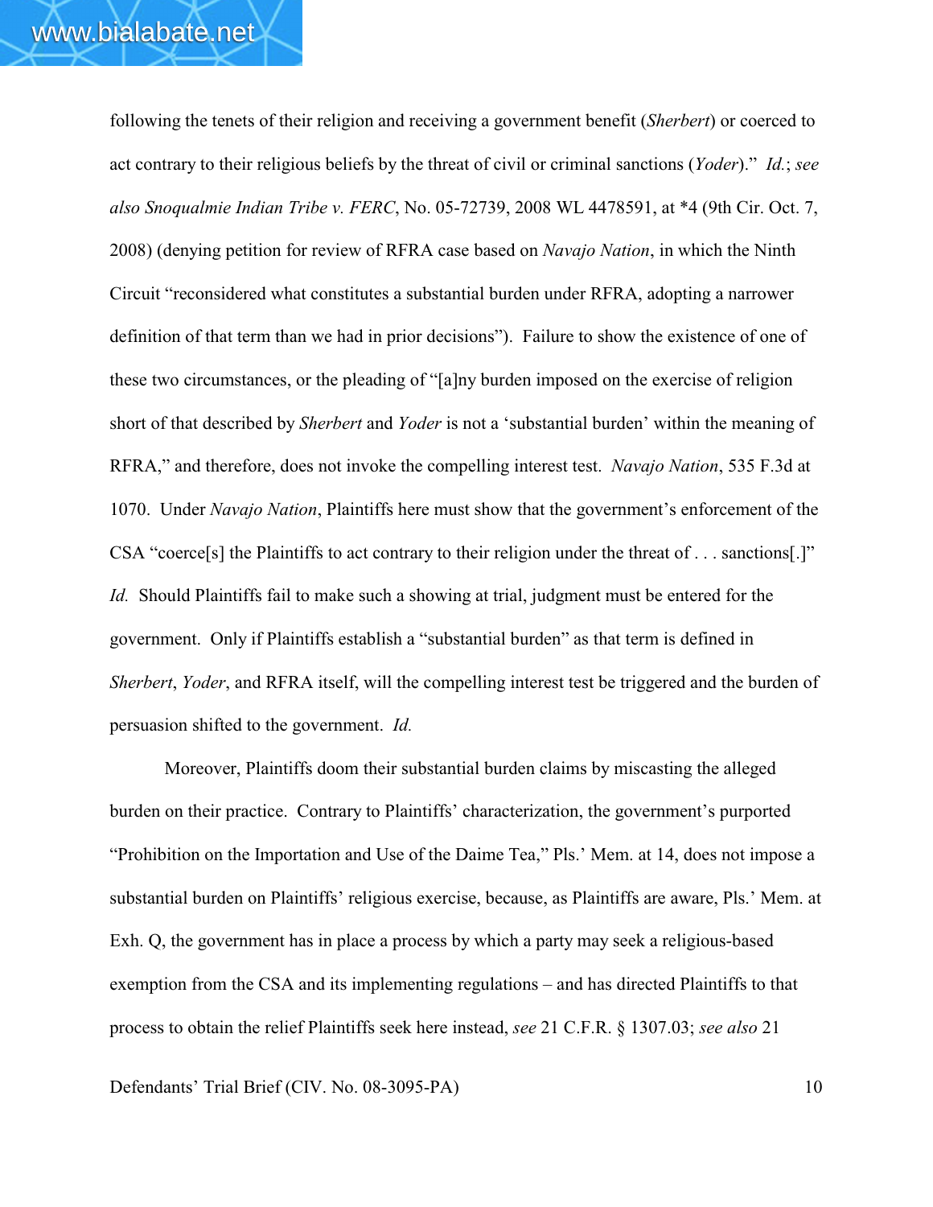following the tenets of their religion and receiving a government benefit (*Sherbert*) or coerced to act contrary to their religious beliefs by the threat of civil or criminal sanctions (*Yoder*)." *Id.*; *see also Snoqualmie Indian Tribe v. FERC*, No. 05-72739, 2008 WL 4478591, at *4 (9th Cir. Oct. 7, 2008) (denying petition for review of RFRA case based on *Navajo Nation*, in which the Ninth Circuit "reconsidered what constitutes a substantial burden under RFRA, adopting a narrower definition of that term than we had in prior decisions"). Failure to show the existence of one of these two circumstances, or the pleading of "[a]ny burden imposed on the exercise of religion short of that described by *Sherbert* and *Yoder* is not a 'substantial burden' within the meaning of RFRA," and therefore, does not invoke the compelling interest test. *Navajo Nation*, 535 F.3d at 1070. Under *Navajo Nation*, Plaintiffs here must show that the government's enforcement of the CSA "coerce[s] the Plaintiffs to act contrary to their religion under the threat of . . . sanctions[.]" *Id.* Should Plaintiffs fail to make such a showing at trial, judgment must be entered for the government. Only if Plaintiffs establish a "substantial burden" as that term is defined in *Sherbert*, *Yoder*, and RFRA itself, will the compelling interest test be triggered and the burden of persuasion shifted to the government. *Id.*

Moreover, Plaintiffs doom their substantial burden claims by miscasting the alleged burden on their practice. Contrary to Plaintiffs' characterization, the government's purported "Prohibition on the Importation and Use of the Daime Tea," Pls.' Mem. at 14, does not impose a substantial burden on Plaintiffs' religious exercise, because, as Plaintiffs are aware, Pls.' Mem. at Exh. Q, the government has in place a process by which a party may seek a religious-based exemption from the CSA and its implementing regulations – and has directed Plaintiffs to that process to obtain the relief Plaintiffs seek here instead, *see* 21 C.F.R. § 1307.03; *see also* 21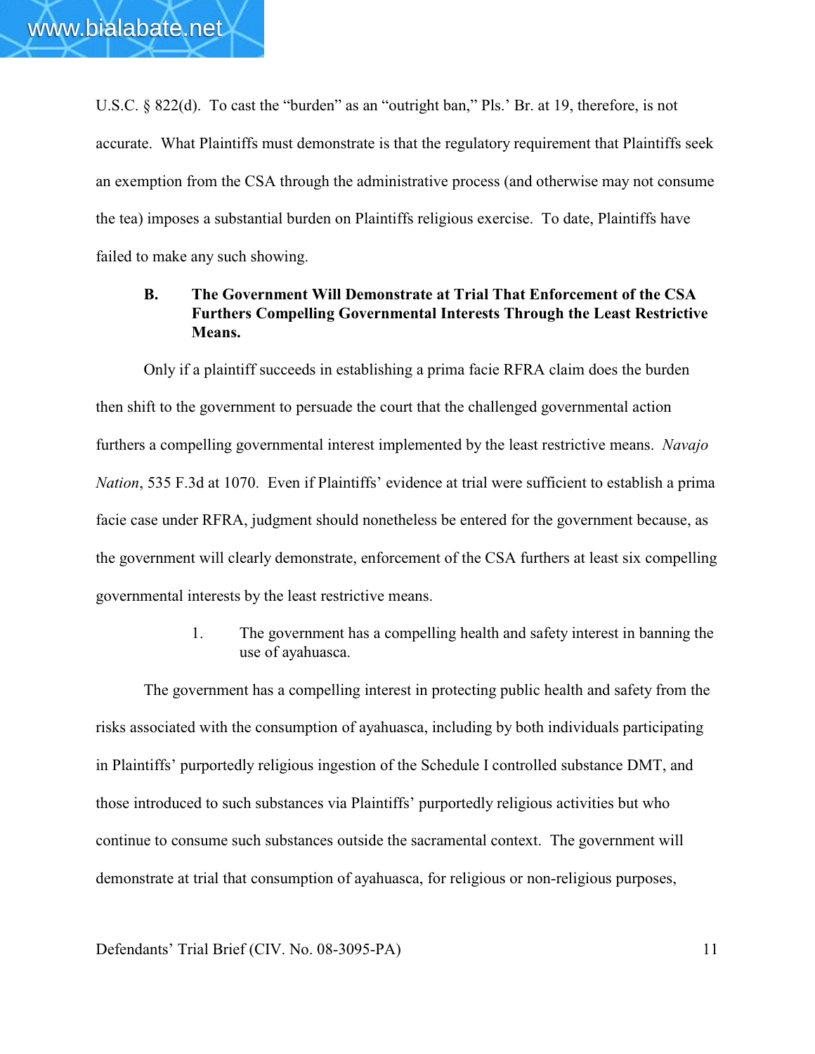U.S.C. § 822(d). To cast the "burden" as an "outright ban," Pls.' Br. at 19, therefore, is not accurate. What Plaintiffs must demonstrate is that the regulatory requirement that Plaintiffs seek an exemption from the CSA through the administrative process (and otherwise may not consume the tea) imposes a substantial burden on Plaintiffs religious exercise. To date, Plaintiffs have failed to make any such showing.

### B. The Government Will Demonstrate at Trial That Enforcement of the CSA Furthers Compelling Governmental Interests Through the Least Restrictive Means.

Only if a plaintiff succeeds in establishing a prima facie RFRA claim does the burden then shift to the government to persuade the court that the challenged governmental action furthers a compelling governmental interest implemented by the least restrictive means. *Navajo Nation*, 535 F.3d at 1070. Even if Plaintiffs' evidence at trial were sufficient to establish a prima facie case under RFRA, judgment should nonetheless be entered for the government because, as the government will clearly demonstrate, enforcement of the CSA furthers at least six compelling governmental interests by the least restrictive means.

1. The government has a compelling health and safety interest in banning the use of ayahuasca.

The government has a compelling interest in protecting public health and safety from the risks associated with the consumption of ayahuasca, including by both individuals participating in Plaintiffs' purportedly religious ingestion of the Schedule I controlled substance DMT, and those introduced to such substances via Plaintiffs' purportedly religious activities but who continue to consume such substances outside the sacramental context. The government will demonstrate at trial that consumption of ayahuasca, for religious or non-religious purposes,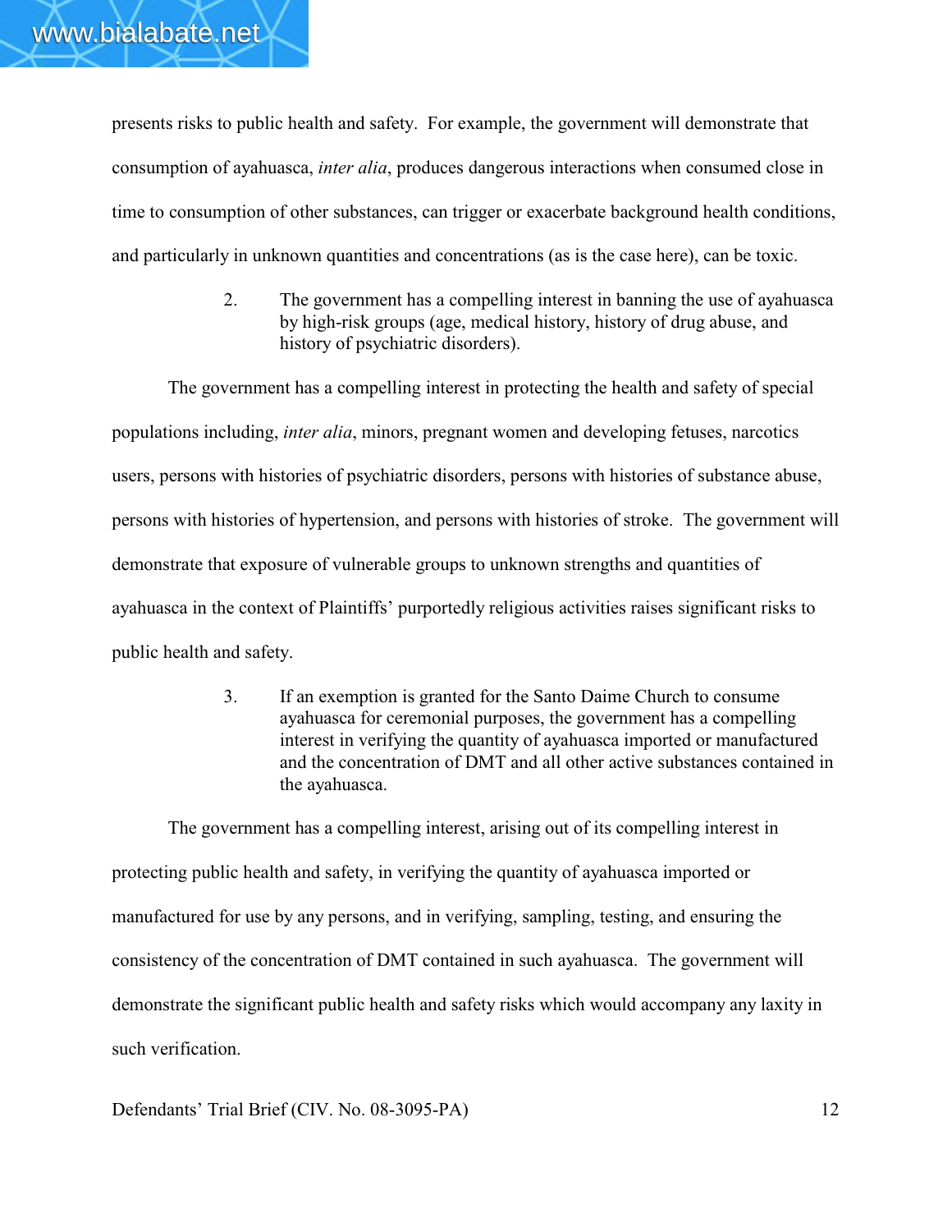presents risks to public health and safety. For example, the government will demonstrate that consumption of ayahuasca, *inter alia*, produces dangerous interactions when consumed close in time to consumption of other substances, can trigger or exacerbate background health conditions, and particularly in unknown quantities and concentrations (as is the case here), can be toxic.

2. The government has a compelling interest in banning the use of ayahuasca by high-risk groups (age, medical history, history of drug abuse, and history of psychiatric disorders).

The government has a compelling interest in protecting the health and safety of special populations including, *inter alia*, minors, pregnant women and developing fetuses, narcotics users, persons with histories of psychiatric disorders, persons with histories of substance abuse, persons with histories of hypertension, and persons with histories of stroke. The government will demonstrate that exposure of vulnerable groups to unknown strengths and quantities of ayahuasca in the context of Plaintiffs' purportedly religious activities raises significant risks to public health and safety.

3. If an exemption is granted for the Santo Daime Church to consume ayahuasca for ceremonial purposes, the government has a compelling interest in verifying the quantity of ayahuasca imported or manufactured and the concentration of DMT and all other active substances contained in the ayahuasca.

The government has a compelling interest, arising out of its compelling interest in protecting public health and safety, in verifying the quantity of ayahuasca imported or manufactured for use by any persons, and in verifying, sampling, testing, and ensuring the consistency of the concentration of DMT contained in such ayahuasca. The government will demonstrate the significant public health and safety risks which would accompany any laxity in such verification.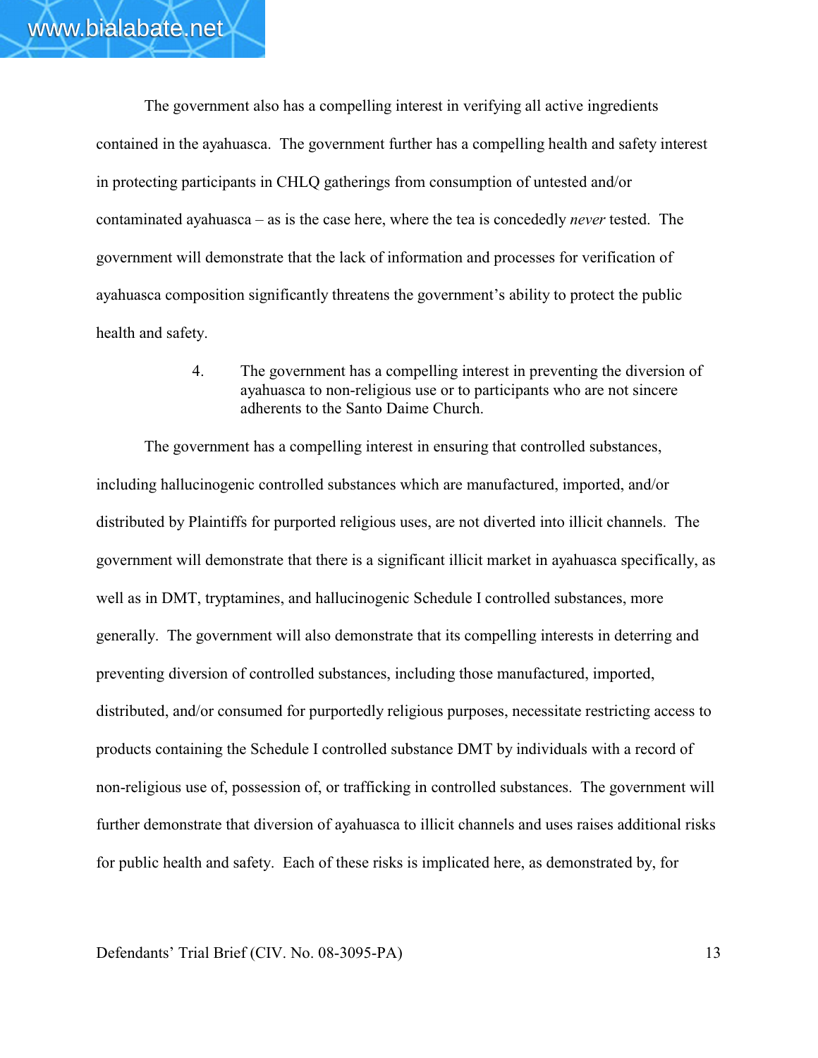The government also has a compelling interest in verifying all active ingredients contained in the ayahuasca. The government further has a compelling health and safety interest in protecting participants in CHLQ gatherings from consumption of untested and/or contaminated ayahuasca – as is the case here, where the tea is concededly *never* tested. The government will demonstrate that the lack of information and processes for verification of ayahuasca composition significantly threatens the government's ability to protect the public health and safety.

4. The government has a compelling interest in preventing the diversion of ayahuasca to non-religious use or to participants who are not sincere adherents to the Santo Daime Church.

The government has a compelling interest in ensuring that controlled substances, including hallucinogenic controlled substances which are manufactured, imported, and/or distributed by Plaintiffs for purported religious uses, are not diverted into illicit channels. The government will demonstrate that there is a significant illicit market in ayahuasca specifically, as well as in DMT, tryptamines, and hallucinogenic Schedule I controlled substances, more generally. The government will also demonstrate that its compelling interests in deterring and preventing diversion of controlled substances, including those manufactured, imported, distributed, and/or consumed for purportedly religious purposes, necessitate restricting access to products containing the Schedule I controlled substance DMT by individuals with a record of non-religious use of, possession of, or trafficking in controlled substances. The government will further demonstrate that diversion of ayahuasca to illicit channels and uses raises additional risks for public health and safety. Each of these risks is implicated here, as demonstrated by, for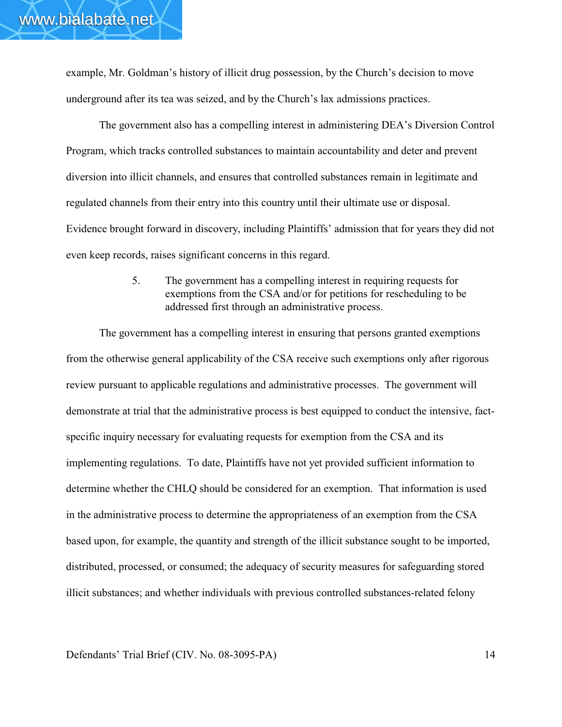example, Mr. Goldman's history of illicit drug possession, by the Church's decision to move underground after its tea was seized, and by the Church's lax admissions practices.

The government also has a compelling interest in administering DEA's Diversion Control Program, which tracks controlled substances to maintain accountability and deter and prevent diversion into illicit channels, and ensures that controlled substances remain in legitimate and regulated channels from their entry into this country until their ultimate use or disposal. Evidence brought forward in discovery, including Plaintiffs' admission that for years they did not even keep records, raises significant concerns in this regard.

5. The government has a compelling interest in requiring requests for exemptions from the CSA and/or for petitions for rescheduling to be addressed first through an administrative process.

The government has a compelling interest in ensuring that persons granted exemptions from the otherwise general applicability of the CSA receive such exemptions only after rigorous review pursuant to applicable regulations and administrative processes. The government will demonstrate at trial that the administrative process is best equipped to conduct the intensive, fact-specific inquiry necessary for evaluating requests for exemption from the CSA and its implementing regulations. To date, Plaintiffs have not yet provided sufficient information to determine whether the CHLQ should be considered for an exemption. That information is used in the administrative process to determine the appropriateness of an exemption from the CSA based upon, for example, the quantity and strength of the illicit substance sought to be imported, distributed, processed, or consumed; the adequacy of security measures for safeguarding stored illicit substances; and whether individuals with previous controlled substances-related felony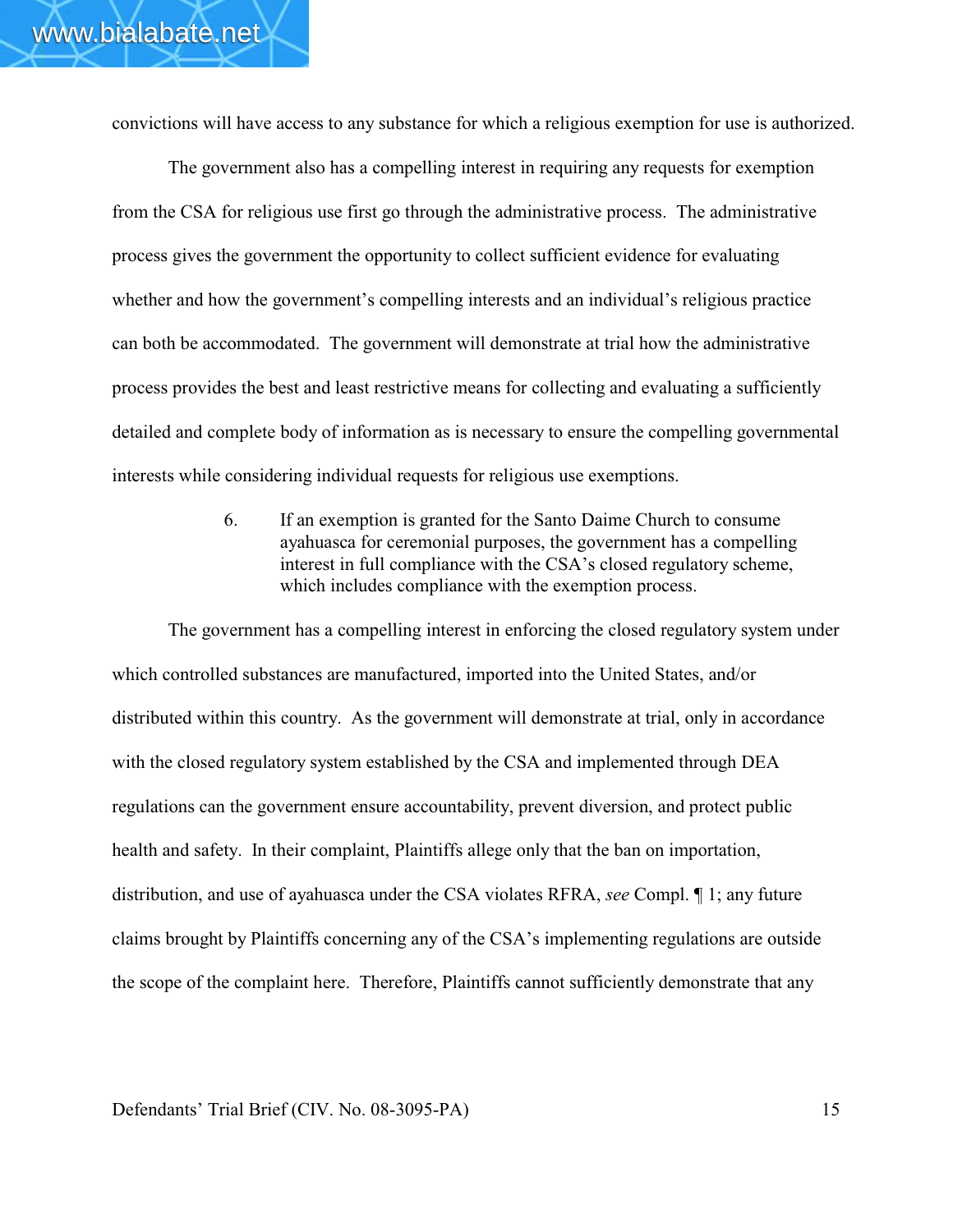convictions will have access to any substance for which a religious exemption for use is authorized.

The government also has a compelling interest in requiring any requests for exemption from the CSA for religious use first go through the administrative process. The administrative process gives the government the opportunity to collect sufficient evidence for evaluating whether and how the government's compelling interests and an individual's religious practice can both be accommodated. The government will demonstrate at trial how the administrative process provides the best and least restrictive means for collecting and evaluating a sufficiently detailed and complete body of information as is necessary to ensure the compelling governmental interests while considering individual requests for religious use exemptions.

> 6. If an exemption is granted for the Santo Daime Church to consume ayahuasca for ceremonial purposes, the government has a compelling interest in full compliance with the CSA's closed regulatory scheme, which includes compliance with the exemption process.

The government has a compelling interest in enforcing the closed regulatory system under which controlled substances are manufactured, imported into the United States, and/or distributed within this country. As the government will demonstrate at trial, only in accordance with the closed regulatory system established by the CSA and implemented through DEA regulations can the government ensure accountability, prevent diversion, and protect public health and safety. In their complaint, Plaintiffs allege only that the ban on importation, distribution, and use of ayahuasca under the CSA violates RFRA, *see* Compl. ¶ 1; any future claims brought by Plaintiffs concerning any of the CSA's implementing regulations are outside the scope of the complaint here. Therefore, Plaintiffs cannot sufficiently demonstrate that any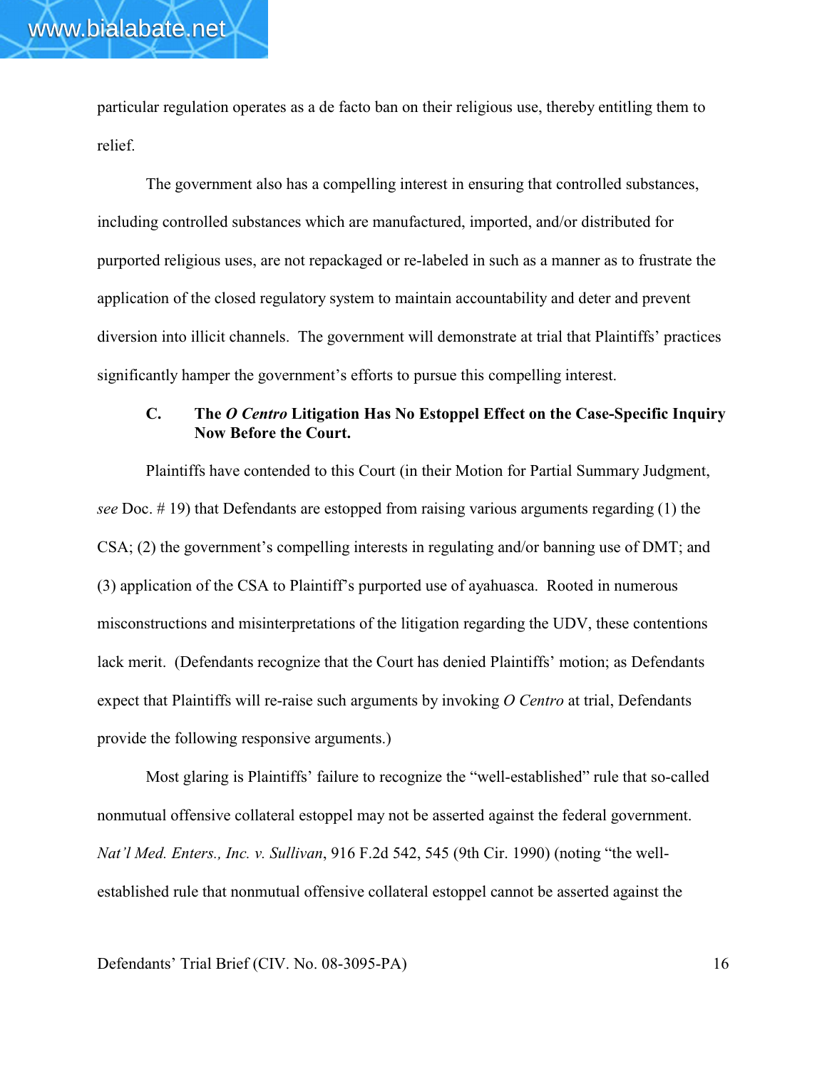particular regulation operates as a de facto ban on their religious use, thereby entitling them to relief.

The government also has a compelling interest in ensuring that controlled substances, including controlled substances which are manufactured, imported, and/or distributed for purported religious uses, are not repackaged or re-labeled in such as a manner as to frustrate the application of the closed regulatory system to maintain accountability and deter and prevent diversion into illicit channels. The government will demonstrate at trial that Plaintiffs' practices significantly hamper the government's efforts to pursue this compelling interest.

### C. The *O Centro* Litigation Has No Estoppel Effect on the Case-Specific Inquiry Now Before the Court.

Plaintiffs have contended to this Court (in their Motion for Partial Summary Judgment, *see* Doc. # 19) that Defendants are estopped from raising various arguments regarding (1) the CSA; (2) the government's compelling interests in regulating and/or banning use of DMT; and (3) application of the CSA to Plaintiff's purported use of ayahuasca. Rooted in numerous misconstructions and misinterpretations of the litigation regarding the UDV, these contentions lack merit. (Defendants recognize that the Court has denied Plaintiffs' motion; as Defendants expect that Plaintiffs will re-raise such arguments by invoking *O Centro* at trial, Defendants provide the following responsive arguments.)

Most glaring is Plaintiffs' failure to recognize the "well-established" rule that so-called nonmutual offensive collateral estoppel may not be asserted against the federal government. *Nat'l Med. Enters., Inc. v. Sullivan*, 916 F.2d 542, 545 (9th Cir. 1990) (noting "the well-established rule that nonmutual offensive collateral estoppel cannot be asserted against the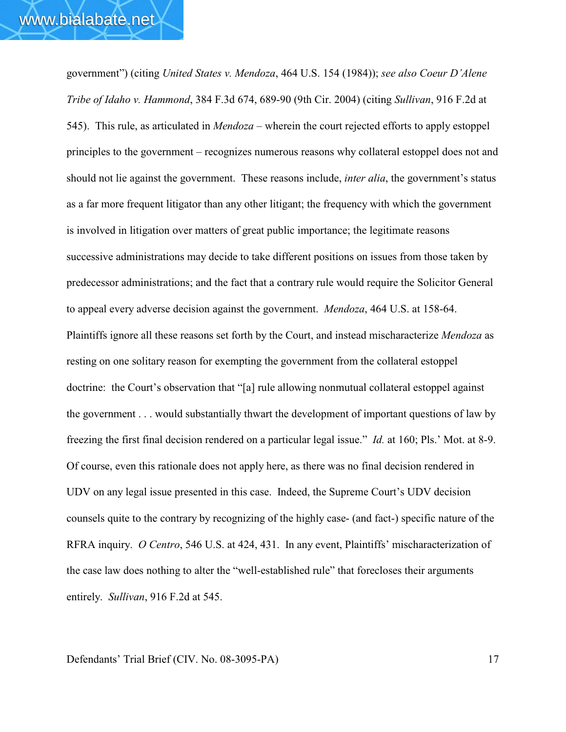government") (citing *United States v. Mendoza*, 464 U.S. 154 (1984)); *see also Coeur D'Alene Tribe of Idaho v. Hammond*, 384 F.3d 674, 689-90 (9th Cir. 2004) (citing *Sullivan*, 916 F.2d at 545). This rule, as articulated in *Mendoza* – wherein the court rejected efforts to apply estoppel principles to the government – recognizes numerous reasons why collateral estoppel does not and should not lie against the government. These reasons include, *inter alia*, the government's status as a far more frequent litigator than any other litigant; the frequency with which the government is involved in litigation over matters of great public importance; the legitimate reasons successive administrations may decide to take different positions on issues from those taken by predecessor administrations; and the fact that a contrary rule would require the Solicitor General to appeal every adverse decision against the government. *Mendoza*, 464 U.S. at 158-64. Plaintiffs ignore all these reasons set forth by the Court, and instead mischaracterize *Mendoza* as resting on one solitary reason for exempting the government from the collateral estoppel doctrine: the Court's observation that "[a] rule allowing nonmutual collateral estoppel against the government . . . would substantially thwart the development of important questions of law by freezing the first final decision rendered on a particular legal issue." *Id.* at 160; Pls.' Mot. at 8-9. Of course, even this rationale does not apply here, as there was no final decision rendered in UDV on any legal issue presented in this case. Indeed, the Supreme Court's UDV decision counsels quite to the contrary by recognizing of the highly case- (and fact-) specific nature of the RFRA inquiry. *O Centro*, 546 U.S. at 424, 431. In any event, Plaintiffs' mischaracterization of the case law does nothing to alter the "well-established rule" that forecloses their arguments entirely. *Sullivan*, 916 F.2d at 545.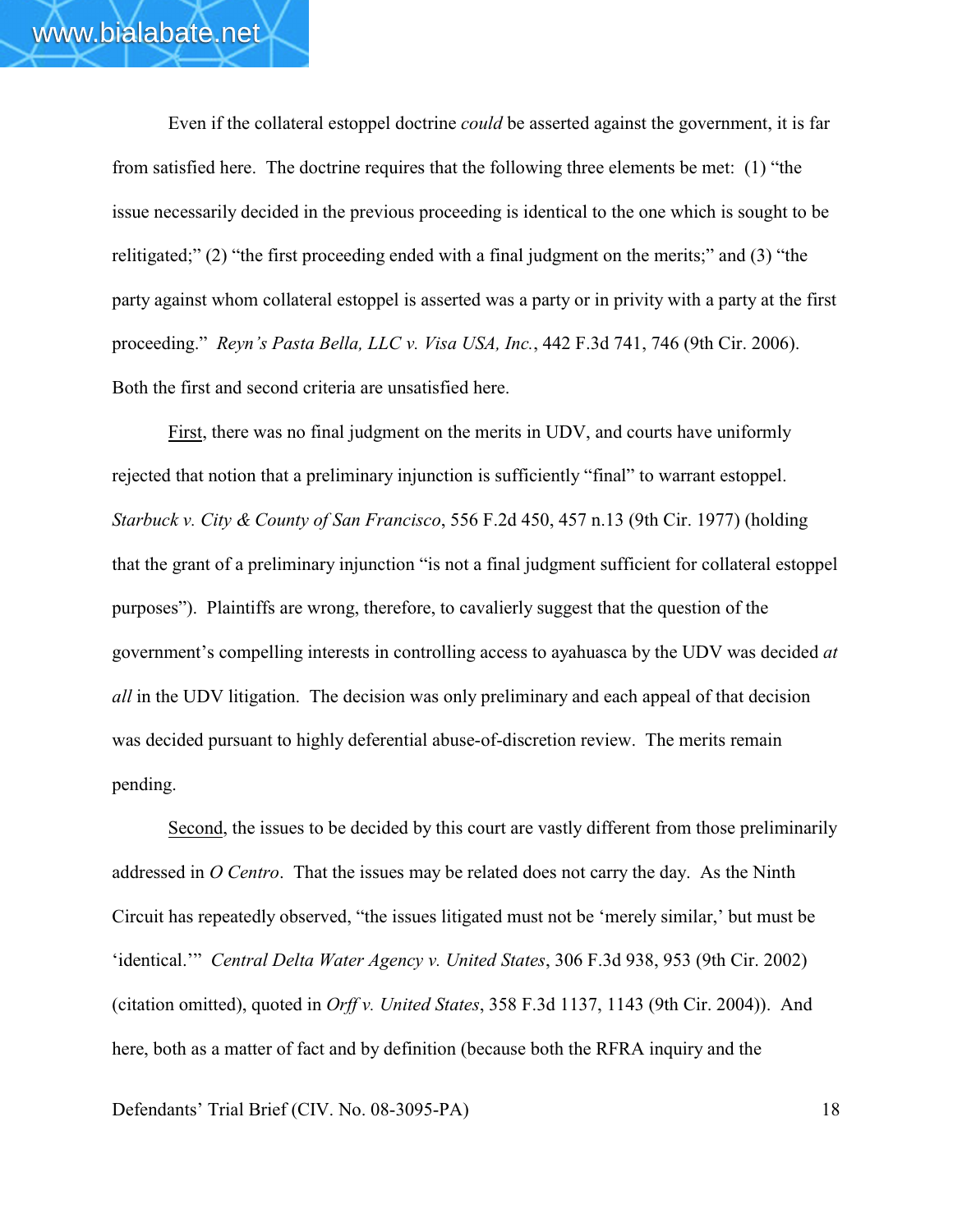Even if the collateral estoppel doctrine *could* be asserted against the government, it is far from satisfied here. The doctrine requires that the following three elements be met: (1) "the issue necessarily decided in the previous proceeding is identical to the one which is sought to be relitigated;" (2) "the first proceeding ended with a final judgment on the merits;" and (3) "the party against whom collateral estoppel is asserted was a party or in privity with a party at the first proceeding." *Reyn's Pasta Bella, LLC v. Visa USA, Inc.*, 442 F.3d 741, 746 (9th Cir. 2006). Both the first and second criteria are unsatisfied here.

First, there was no final judgment on the merits in UDV, and courts have uniformly rejected that notion that a preliminary injunction is sufficiently "final" to warrant estoppel. *Starbuck v. City & County of San Francisco*, 556 F.2d 450, 457 n.13 (9th Cir. 1977) (holding that the grant of a preliminary injunction "is not a final judgment sufficient for collateral estoppel purposes"). Plaintiffs are wrong, therefore, to cavalierly suggest that the question of the government's compelling interests in controlling access to ayahuasca by the UDV was decided *at all* in the UDV litigation. The decision was only preliminary and each appeal of that decision was decided pursuant to highly deferential abuse-of-discretion review. The merits remain pending.

Second, the issues to be decided by this court are vastly different from those preliminarily addressed in *O Centro*. That the issues may be related does not carry the day. As the Ninth Circuit has repeatedly observed, "the issues litigated must not be 'merely similar,' but must be 'identical.'" *Central Delta Water Agency v. United States*, 306 F.3d 938, 953 (9th Cir. 2002) (citation omitted), quoted in *Orff v. United States*, 358 F.3d 1137, 1143 (9th Cir. 2004)). And here, both as a matter of fact and by definition (because both the RFRA inquiry and the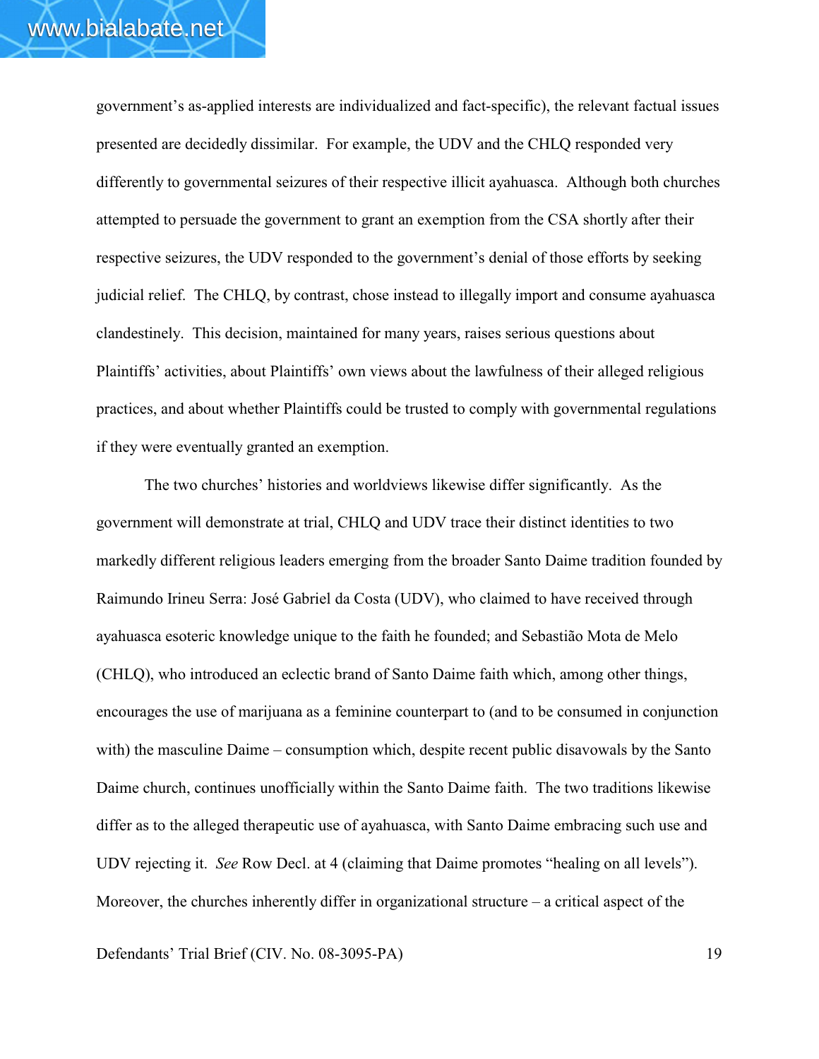government's as-applied interests are individualized and fact-specific), the relevant factual issues presented are decidedly dissimilar. For example, the UDV and the CHLQ responded very differently to governmental seizures of their respective illicit ayahuasca. Although both churches attempted to persuade the government to grant an exemption from the CSA shortly after their respective seizures, the UDV responded to the government's denial of those efforts by seeking judicial relief. The CHLQ, by contrast, chose instead to illegally import and consume ayahuasca clandestinely. This decision, maintained for many years, raises serious questions about Plaintiffs' activities, about Plaintiffs' own views about the lawfulness of their alleged religious practices, and about whether Plaintiffs could be trusted to comply with governmental regulations if they were eventually granted an exemption.

The two churches' histories and worldviews likewise differ significantly. As the government will demonstrate at trial, CHLQ and UDV trace their distinct identities to two markedly different religious leaders emerging from the broader Santo Daime tradition founded by Raimundo Irineu Serra: José Gabriel da Costa (UDV), who claimed to have received through ayahuasca esoteric knowledge unique to the faith he founded; and Sebastião Mota de Melo (CHLQ), who introduced an eclectic brand of Santo Daime faith which, among other things, encourages the use of marijuana as a feminine counterpart to (and to be consumed in conjunction with) the masculine Daime – consumption which, despite recent public disavowals by the Santo Daime church, continues unofficially within the Santo Daime faith. The two traditions likewise differ as to the alleged therapeutic use of ayahuasca, with Santo Daime embracing such use and UDV rejecting it. *See* Row Decl. at 4 (claiming that Daime promotes "healing on all levels"). Moreover, the churches inherently differ in organizational structure – a critical aspect of the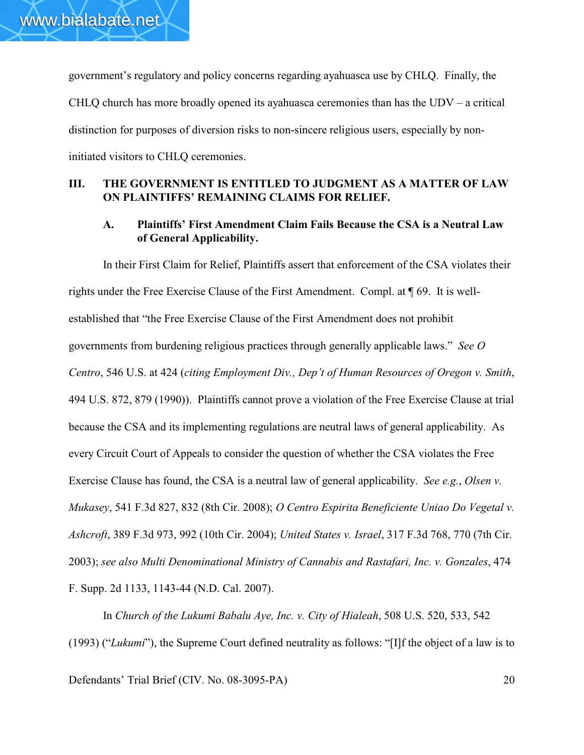government's regulatory and policy concerns regarding ayahuasca use by CHLQ. Finally, the CHLQ church has more broadly opened its ayahuasca ceremonies than has the UDV – a critical distinction for purposes of diversion risks to non-sincere religious users, especially by non-initiated visitors to CHLQ ceremonies.

## III. THE GOVERNMENT IS ENTITLED TO JUDGMENT AS A MATTER OF LAW ON PLAINTIFFS' REMAINING CLAIMS FOR RELIEF.

### A. Plaintiffs' First Amendment Claim Fails Because the CSA is a Neutral Law of General Applicability.

In their First Claim for Relief, Plaintiffs assert that enforcement of the CSA violates their rights under the Free Exercise Clause of the First Amendment. Compl. at ¶ 69. It is well-established that "the Free Exercise Clause of the First Amendment does not prohibit governments from burdening religious practices through generally applicable laws." *See O Centro*, 546 U.S. at 424 (*citing Employment Div., Dep't of Human Resources of Oregon v. Smith*, 494 U.S. 872, 879 (1990)). Plaintiffs cannot prove a violation of the Free Exercise Clause at trial because the CSA and its implementing regulations are neutral laws of general applicability. As every Circuit Court of Appeals to consider the question of whether the CSA violates the Free Exercise Clause has found, the CSA is a neutral law of general applicability. *See e.g.*, *Olsen v. Mukasey*, 541 F.3d 827, 832 (8th Cir. 2008); *O Centro Espirita Beneficiente Uniao Do Vegetal v. Ashcroft*, 389 F.3d 973, 992 (10th Cir. 2004); *United States v. Israel*, 317 F.3d 768, 770 (7th Cir. 2003); *see also Multi Denominational Ministry of Cannabis and Rastafari, Inc. v. Gonzales*, 474 F. Supp. 2d 1133, 1143-44 (N.D. Cal. 2007).

In *Church of the Lukumi Babalu Aye, Inc. v. City of Hialeah*, 508 U.S. 520, 533, 542 (1993) ("*Lukumi*"), the Supreme Court defined neutrality as follows: "[I]f the object of a law is to

Defendants' Trial Brief (CIV. No. 08-3095-PA)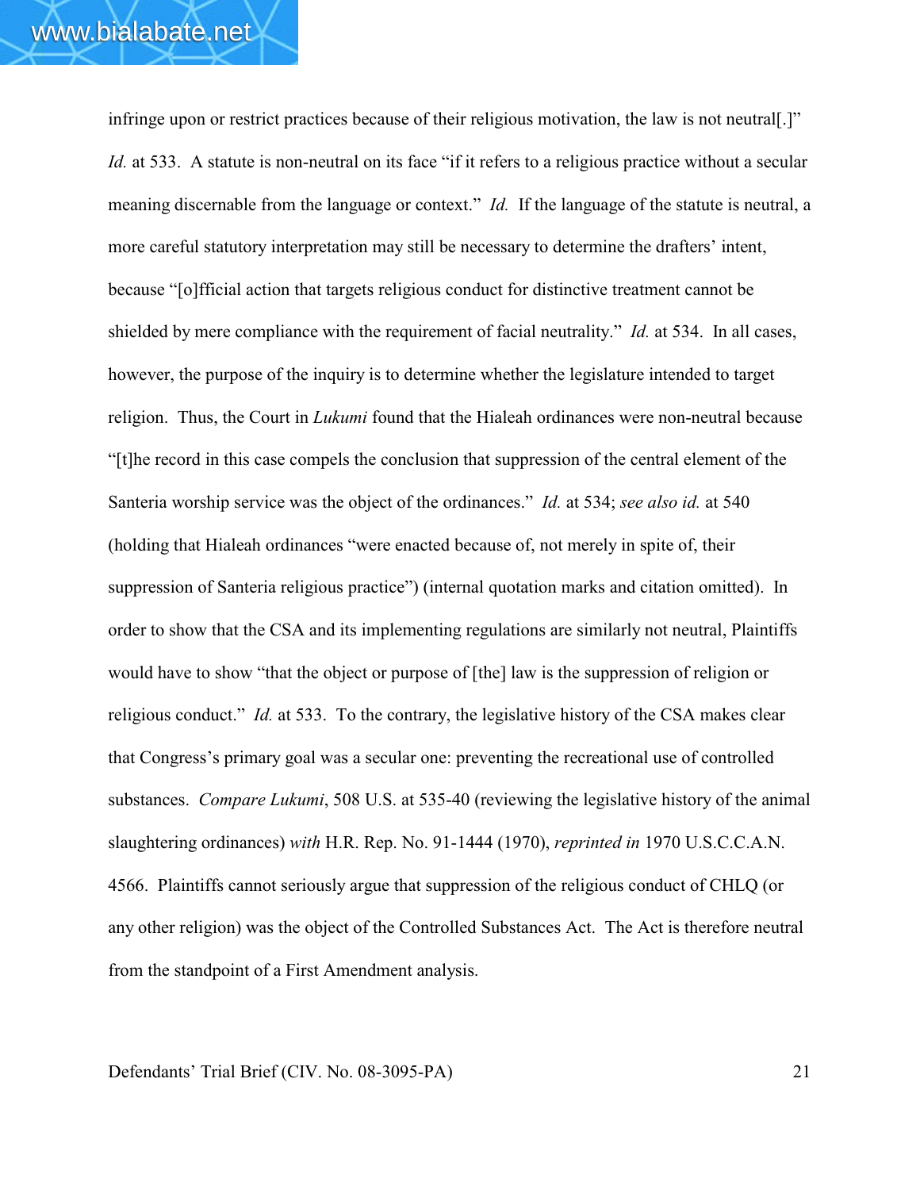infringe upon or restrict practices because of their religious motivation, the law is not neutral[.]" *Id.* at 533. A statute is non-neutral on its face "if it refers to a religious practice without a secular meaning discernable from the language or context." *Id.* If the language of the statute is neutral, a more careful statutory interpretation may still be necessary to determine the drafters' intent, because "[o]fficial action that targets religious conduct for distinctive treatment cannot be shielded by mere compliance with the requirement of facial neutrality." *Id.* at 534. In all cases, however, the purpose of the inquiry is to determine whether the legislature intended to target religion. Thus, the Court in *Lukumi* found that the Hialeah ordinances were non-neutral because "[t]he record in this case compels the conclusion that suppression of the central element of the Santeria worship service was the object of the ordinances." *Id.* at 534; *see also id.* at 540 (holding that Hialeah ordinances "were enacted because of, not merely in spite of, their suppression of Santeria religious practice") (internal quotation marks and citation omitted). In order to show that the CSA and its implementing regulations are similarly not neutral, Plaintiffs would have to show "that the object or purpose of [the] law is the suppression of religion or religious conduct." *Id.* at 533. To the contrary, the legislative history of the CSA makes clear that Congress's primary goal was a secular one: preventing the recreational use of controlled substances. *Compare Lukumi*, 508 U.S. at 535-40 (reviewing the legislative history of the animal slaughtering ordinances) *with* H.R. Rep. No. 91-1444 (1970), *reprinted in* 1970 U.S.C.C.A.N. 4566. Plaintiffs cannot seriously argue that suppression of the religious conduct of CHLQ (or any other religion) was the object of the Controlled Substances Act. The Act is therefore neutral from the standpoint of a First Amendment analysis.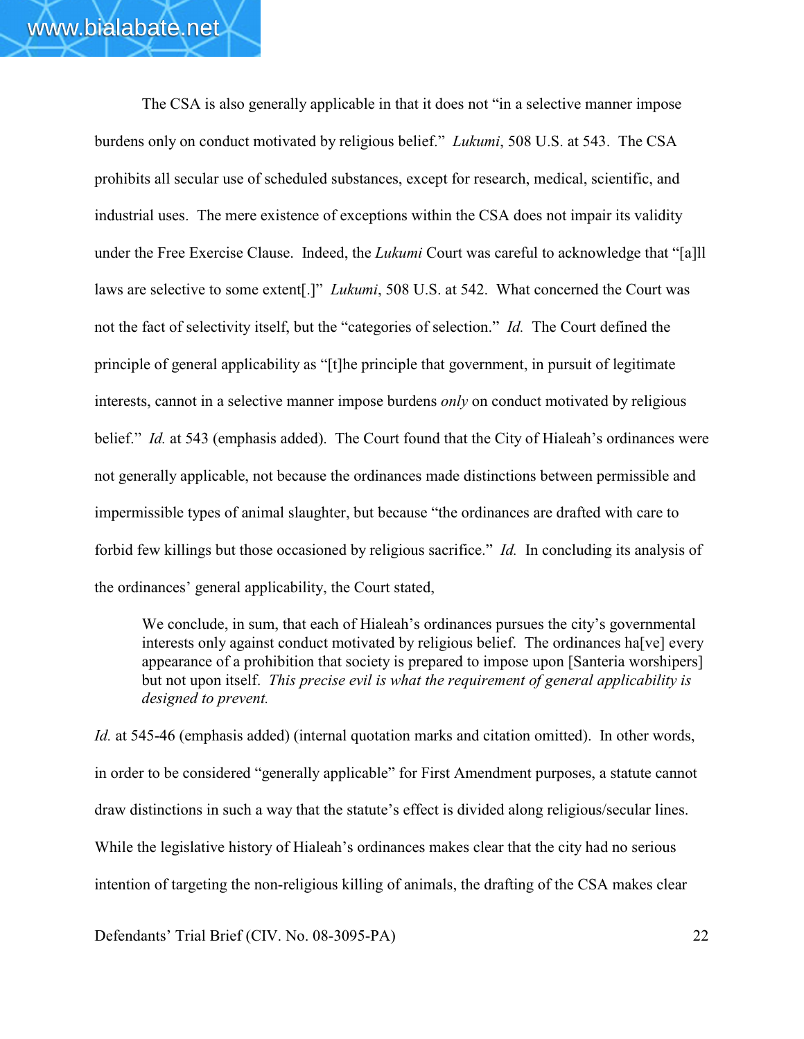The CSA is also generally applicable in that it does not "in a selective manner impose burdens only on conduct motivated by religious belief." *Lukumi*, 508 U.S. at 543. The CSA prohibits all secular use of scheduled substances, except for research, medical, scientific, and industrial uses. The mere existence of exceptions within the CSA does not impair its validity under the Free Exercise Clause. Indeed, the *Lukumi* Court was careful to acknowledge that "[a]ll laws are selective to some extent[.]" *Lukumi*, 508 U.S. at 542. What concerned the Court was not the fact of selectivity itself, but the "categories of selection." *Id.* The Court defined the principle of general applicability as "[t]he principle that government, in pursuit of legitimate interests, cannot in a selective manner impose burdens *only* on conduct motivated by religious belief." *Id.* at 543 (emphasis added). The Court found that the City of Hialeah's ordinances were not generally applicable, not because the ordinances made distinctions between permissible and impermissible types of animal slaughter, but because "the ordinances are drafted with care to forbid few killings but those occasioned by religious sacrifice." *Id.* In concluding its analysis of the ordinances' general applicability, the Court stated,

> We conclude, in sum, that each of Hialeah's ordinances pursues the city's governmental interests only against conduct motivated by religious belief. The ordinances ha[ve] every appearance of a prohibition that society is prepared to impose upon [Santeria worshipers] but not upon itself. *This precise evil is what the requirement of general applicability is designed to prevent.*

*Id.* at 545-46 (emphasis added) (internal quotation marks and citation omitted). In other words, in order to be considered "generally applicable" for First Amendment purposes, a statute cannot draw distinctions in such a way that the statute's effect is divided along religious/secular lines. While the legislative history of Hialeah's ordinances makes clear that the city had no serious intention of targeting the non-religious killing of animals, the drafting of the CSA makes clear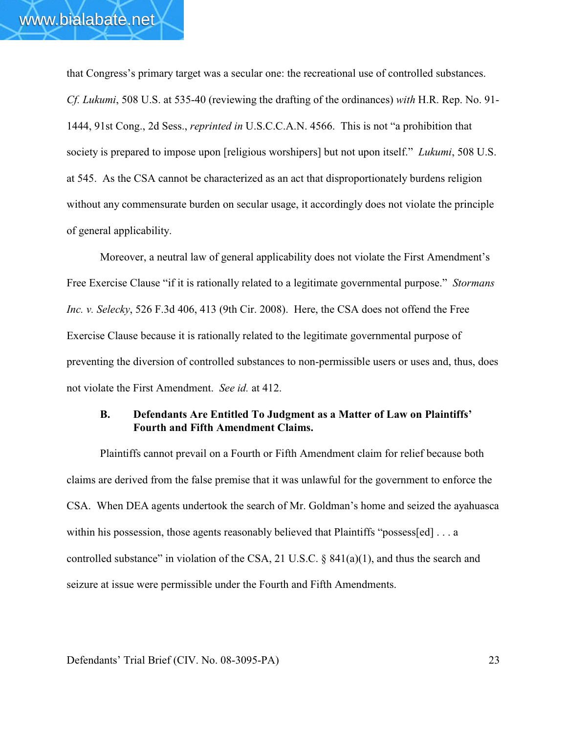that Congress's primary target was a secular one: the recreational use of controlled substances. *Cf. Lukumi*, 508 U.S. at 535-40 (reviewing the drafting of the ordinances) *with* H.R. Rep. No. 91-1444, 91st Cong., 2d Sess., *reprinted in* U.S.C.C.A.N. 4566. This is not "a prohibition that society is prepared to impose upon [religious worshipers] but not upon itself." *Lukumi*, 508 U.S. at 545. As the CSA cannot be characterized as an act that disproportionately burdens religion without any commensurate burden on secular usage, it accordingly does not violate the principle of general applicability.

Moreover, a neutral law of general applicability does not violate the First Amendment's Free Exercise Clause "if it is rationally related to a legitimate governmental purpose." *Stormans Inc. v. Selecky*, 526 F.3d 406, 413 (9th Cir. 2008). Here, the CSA does not offend the Free Exercise Clause because it is rationally related to the legitimate governmental purpose of preventing the diversion of controlled substances to non-permissible users or uses and, thus, does not violate the First Amendment. *See id.* at 412.

### B. Defendants Are Entitled To Judgment as a Matter of Law on Plaintiffs' Fourth and Fifth Amendment Claims.

Plaintiffs cannot prevail on a Fourth or Fifth Amendment claim for relief because both claims are derived from the false premise that it was unlawful for the government to enforce the CSA. When DEA agents undertook the search of Mr. Goldman's home and seized the ayahuasca within his possession, those agents reasonably believed that Plaintiffs "possess[ed] . . . a controlled substance" in violation of the CSA, 21 U.S.C. § 841(a)(1), and thus the search and seizure at issue were permissible under the Fourth and Fifth Amendments.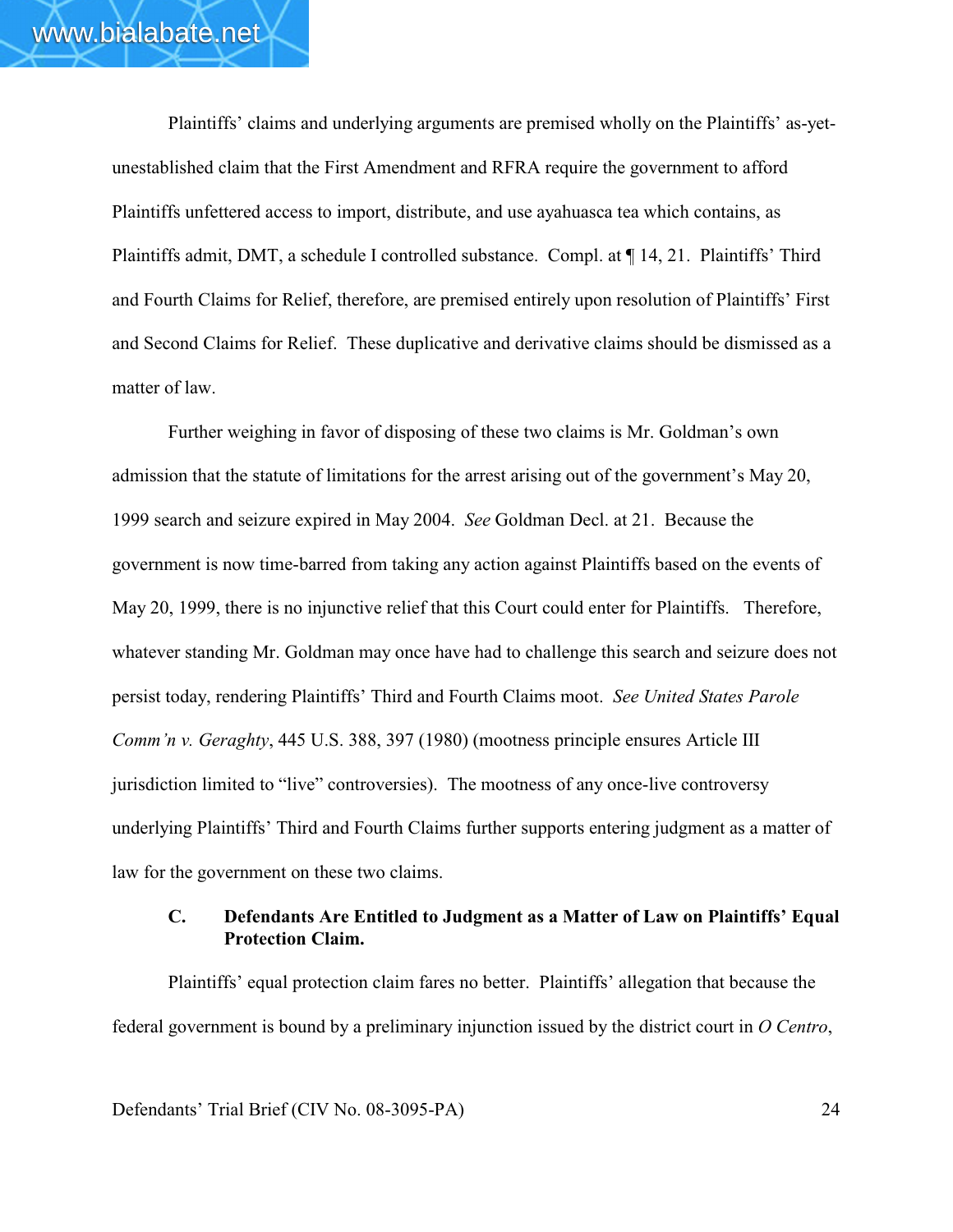Plaintiffs' claims and underlying arguments are premised wholly on the Plaintiffs' as-yet-unestablished claim that the First Amendment and RFRA require the government to afford Plaintiffs unfettered access to import, distribute, and use ayahuasca tea which contains, as Plaintiffs admit, DMT, a schedule I controlled substance. Compl. at ¶ 14, 21. Plaintiffs' Third and Fourth Claims for Relief, therefore, are premised entirely upon resolution of Plaintiffs' First and Second Claims for Relief. These duplicative and derivative claims should be dismissed as a matter of law.

Further weighing in favor of disposing of these two claims is Mr. Goldman's own admission that the statute of limitations for the arrest arising out of the government's May 20, 1999 search and seizure expired in May 2004. *See* Goldman Decl. at 21. Because the government is now time-barred from taking any action against Plaintiffs based on the events of May 20, 1999, there is no injunctive relief that this Court could enter for Plaintiffs. Therefore, whatever standing Mr. Goldman may once have had to challenge this search and seizure does not persist today, rendering Plaintiffs' Third and Fourth Claims moot. *See United States Parole Comm'n v. Geraghty*, 445 U.S. 388, 397 (1980) (mootness principle ensures Article III jurisdiction limited to "live" controversies). The mootness of any once-live controversy underlying Plaintiffs' Third and Fourth Claims further supports entering judgment as a matter of law for the government on these two claims.

### C. Defendants Are Entitled to Judgment as a Matter of Law on Plaintiffs' Equal Protection Claim.

Plaintiffs' equal protection claim fares no better. Plaintiffs' allegation that because the federal government is bound by a preliminary injunction issued by the district court in *O Centro*,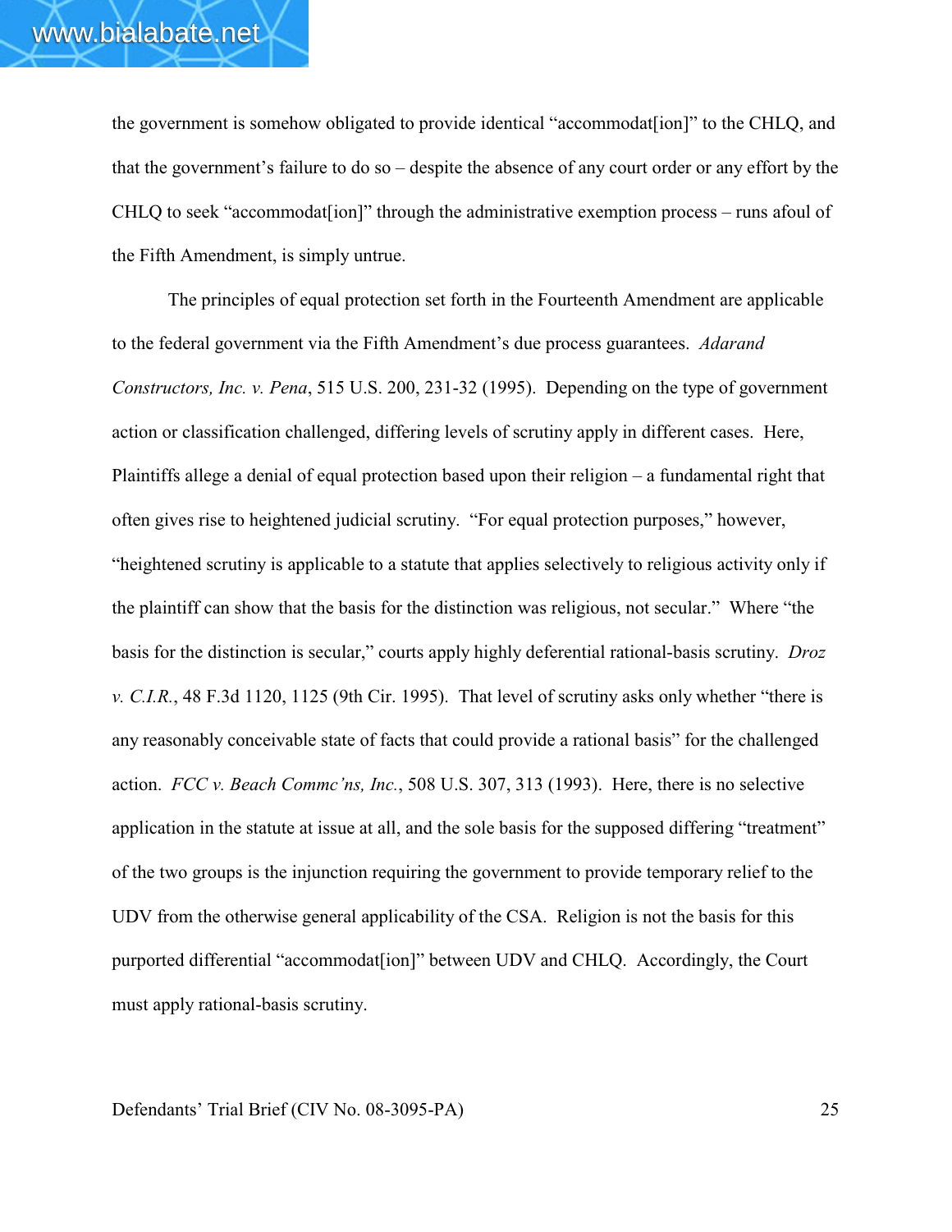the government is somehow obligated to provide identical "accommodat[ion]" to the CHLQ, and that the government's failure to do so – despite the absence of any court order or any effort by the CHLQ to seek "accommodat[ion]" through the administrative exemption process – runs afoul of the Fifth Amendment, is simply untrue.

The principles of equal protection set forth in the Fourteenth Amendment are applicable to the federal government via the Fifth Amendment's due process guarantees. *Adarand Constructors, Inc. v. Pena*, 515 U.S. 200, 231-32 (1995). Depending on the type of government action or classification challenged, differing levels of scrutiny apply in different cases. Here, Plaintiffs allege a denial of equal protection based upon their religion – a fundamental right that often gives rise to heightened judicial scrutiny. "For equal protection purposes," however, "heightened scrutiny is applicable to a statute that applies selectively to religious activity only if the plaintiff can show that the basis for the distinction was religious, not secular." Where "the basis for the distinction is secular," courts apply highly deferential rational-basis scrutiny. *Droz v. C.I.R.*, 48 F.3d 1120, 1125 (9th Cir. 1995). That level of scrutiny asks only whether "there is any reasonably conceivable state of facts that could provide a rational basis" for the challenged action. *FCC v. Beach Commc'ns, Inc.*, 508 U.S. 307, 313 (1993). Here, there is no selective application in the statute at issue at all, and the sole basis for the supposed differing "treatment" of the two groups is the injunction requiring the government to provide temporary relief to the UDV from the otherwise general applicability of the CSA. Religion is not the basis for this purported differential "accommodat[ion]" between UDV and CHLQ. Accordingly, the Court must apply rational-basis scrutiny.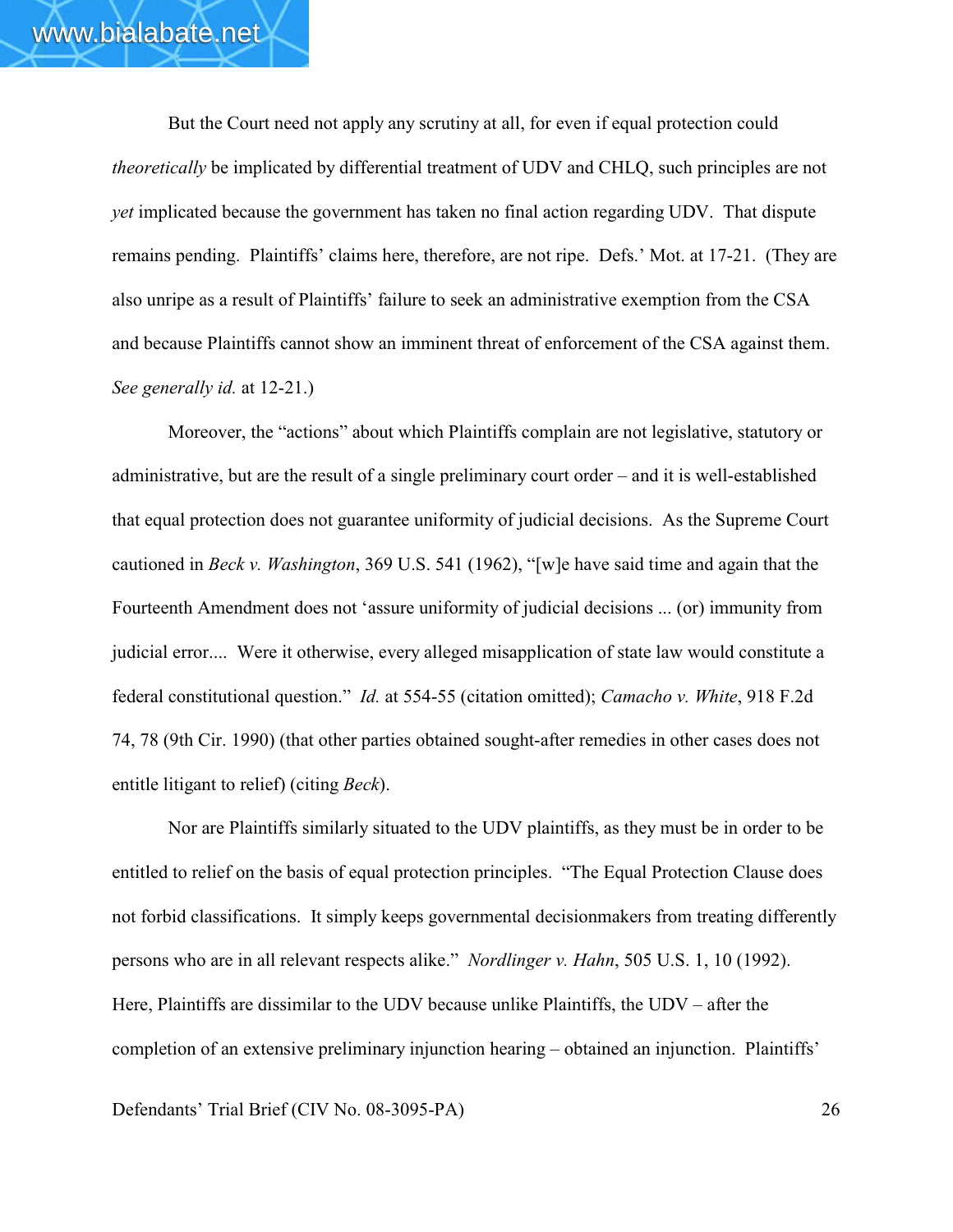But the Court need not apply any scrutiny at all, for even if equal protection could *theoretically* be implicated by differential treatment of UDV and CHLQ, such principles are not *yet* implicated because the government has taken no final action regarding UDV. That dispute remains pending. Plaintiffs' claims here, therefore, are not ripe. Defs.' Mot. at 17-21. (They are also unripe as a result of Plaintiffs' failure to seek an administrative exemption from the CSA and because Plaintiffs cannot show an imminent threat of enforcement of the CSA against them. *See generally id.* at 12-21.)

Moreover, the "actions" about which Plaintiffs complain are not legislative, statutory or administrative, but are the result of a single preliminary court order – and it is well-established that equal protection does not guarantee uniformity of judicial decisions. As the Supreme Court cautioned in *Beck v. Washington*, 369 U.S. 541 (1962), "[w]e have said time and again that the Fourteenth Amendment does not 'assure uniformity of judicial decisions ... (or) immunity from judicial error.... Were it otherwise, every alleged misapplication of state law would constitute a federal constitutional question." *Id.* at 554-55 (citation omitted); *Camacho v. White*, 918 F.2d 74, 78 (9th Cir. 1990) (that other parties obtained sought-after remedies in other cases does not entitle litigant to relief) (citing *Beck*).

Nor are Plaintiffs similarly situated to the UDV plaintiffs, as they must be in order to be entitled to relief on the basis of equal protection principles. "The Equal Protection Clause does not forbid classifications. It simply keeps governmental decisionmakers from treating differently persons who are in all relevant respects alike." *Nordlinger v. Hahn*, 505 U.S. 1, 10 (1992). Here, Plaintiffs are dissimilar to the UDV because unlike Plaintiffs, the UDV – after the completion of an extensive preliminary injunction hearing – obtained an injunction. Plaintiffs'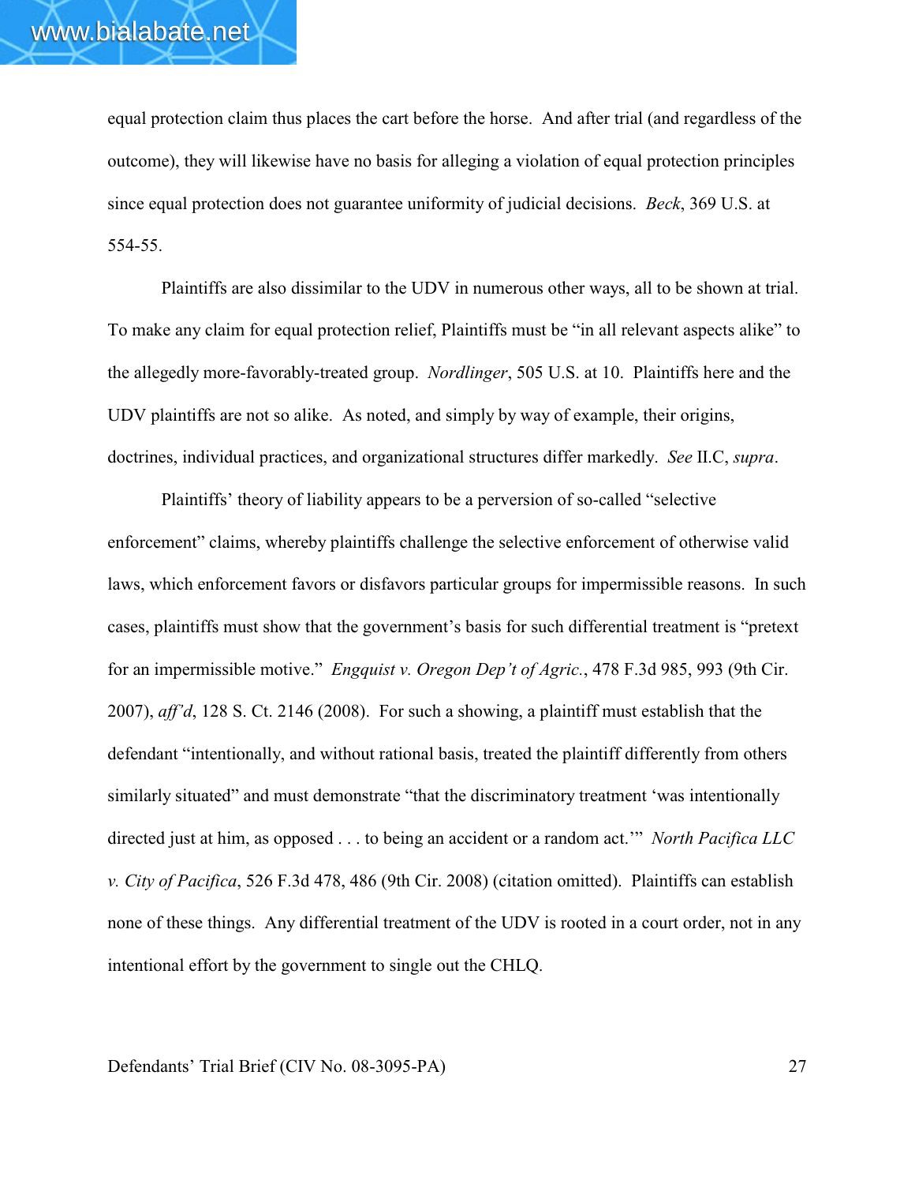equal protection claim thus places the cart before the horse. And after trial (and regardless of the outcome), they will likewise have no basis for alleging a violation of equal protection principles since equal protection does not guarantee uniformity of judicial decisions. *Beck*, 369 U.S. at 554-55.

Plaintiffs are also dissimilar to the UDV in numerous other ways, all to be shown at trial. To make any claim for equal protection relief, Plaintiffs must be "in all relevant aspects alike" to the allegedly more-favorably-treated group. *Nordlinger*, 505 U.S. at 10. Plaintiffs here and the UDV plaintiffs are not so alike. As noted, and simply by way of example, their origins, doctrines, individual practices, and organizational structures differ markedly. *See* II.C, *supra*.

Plaintiffs' theory of liability appears to be a perversion of so-called "selective enforcement" claims, whereby plaintiffs challenge the selective enforcement of otherwise valid laws, which enforcement favors or disfavors particular groups for impermissible reasons. In such cases, plaintiffs must show that the government's basis for such differential treatment is "pretext for an impermissible motive." *Engquist v. Oregon Dep't of Agric.*, 478 F.3d 985, 993 (9th Cir. 2007), *aff'd*, 128 S. Ct. 2146 (2008). For such a showing, a plaintiff must establish that the defendant "intentionally, and without rational basis, treated the plaintiff differently from others similarly situated" and must demonstrate "that the discriminatory treatment 'was intentionally directed just at him, as opposed . . . to being an accident or a random act.'" *North Pacifica LLC v. City of Pacifica*, 526 F.3d 478, 486 (9th Cir. 2008) (citation omitted). Plaintiffs can establish none of these things. Any differential treatment of the UDV is rooted in a court order, not in any intentional effort by the government to single out the CHLQ.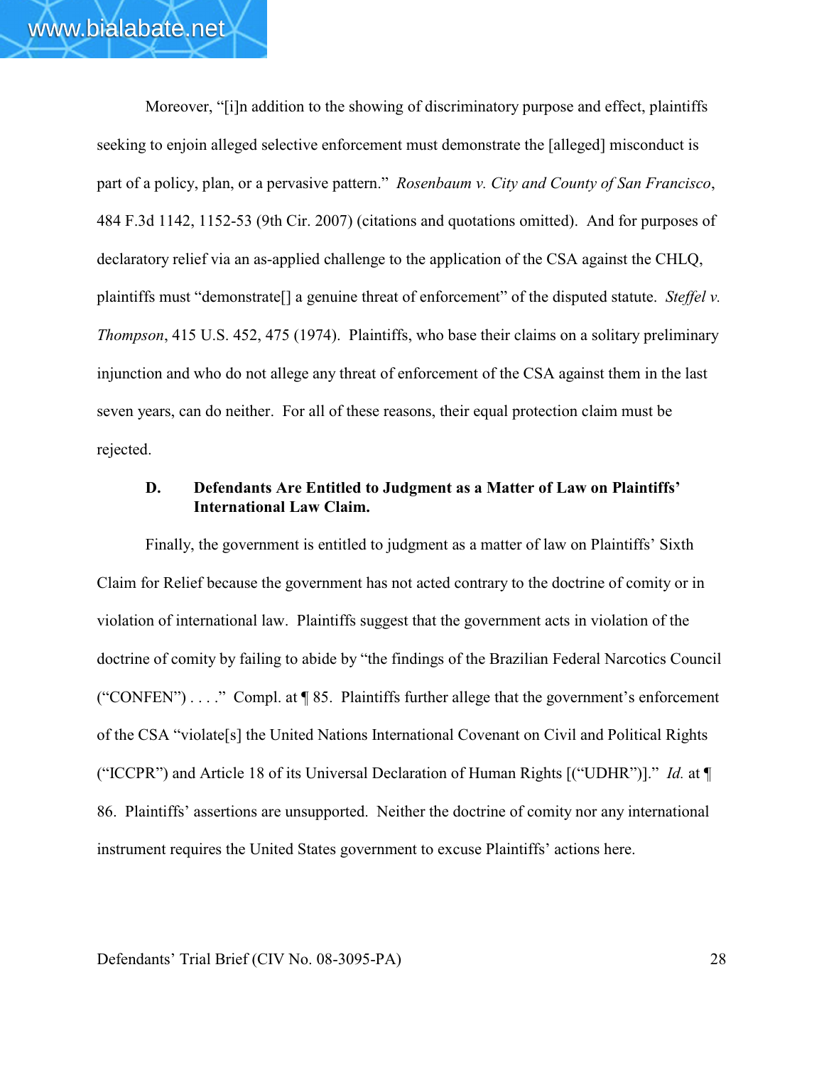Moreover, "[i]n addition to the showing of discriminatory purpose and effect, plaintiffs seeking to enjoin alleged selective enforcement must demonstrate the [alleged] misconduct is part of a policy, plan, or a pervasive pattern." *Rosenbaum v. City and County of San Francisco*, 484 F.3d 1142, 1152-53 (9th Cir. 2007) (citations and quotations omitted). And for purposes of declaratory relief via an as-applied challenge to the application of the CSA against the CHLQ, plaintiffs must "demonstrate[] a genuine threat of enforcement" of the disputed statute. *Steffel v. Thompson*, 415 U.S. 452, 475 (1974). Plaintiffs, who base their claims on a solitary preliminary injunction and who do not allege any threat of enforcement of the CSA against them in the last seven years, can do neither. For all of these reasons, their equal protection claim must be rejected.

### D. Defendants Are Entitled to Judgment as a Matter of Law on Plaintiffs' International Law Claim.

Finally, the government is entitled to judgment as a matter of law on Plaintiffs' Sixth Claim for Relief because the government has not acted contrary to the doctrine of comity or in violation of international law. Plaintiffs suggest that the government acts in violation of the doctrine of comity by failing to abide by "the findings of the Brazilian Federal Narcotics Council ("CONFEN") . . . ." Compl. at ¶ 85. Plaintiffs further allege that the government's enforcement of the CSA "violate[s] the United Nations International Covenant on Civil and Political Rights ("ICCPR") and Article 18 of its Universal Declaration of Human Rights [("UDHR")]." *Id.* at ¶ 86. Plaintiffs' assertions are unsupported. Neither the doctrine of comity nor any international instrument requires the United States government to excuse Plaintiffs' actions here.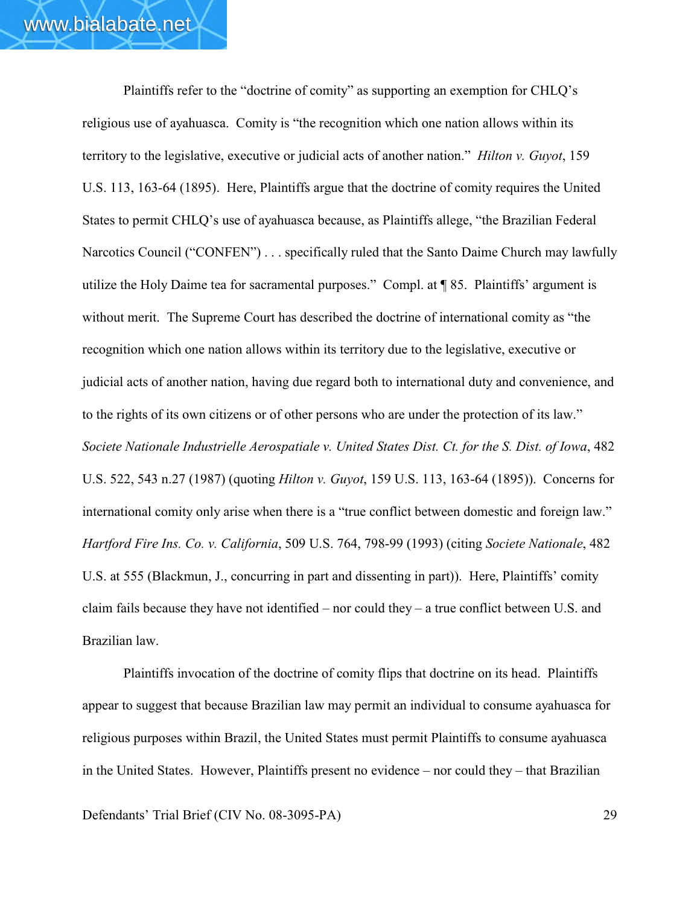Plaintiffs refer to the "doctrine of comity" as supporting an exemption for CHLQ's religious use of ayahuasca. Comity is "the recognition which one nation allows within its territory to the legislative, executive or judicial acts of another nation." *Hilton v. Guyot*, 159 U.S. 113, 163-64 (1895). Here, Plaintiffs argue that the doctrine of comity requires the United States to permit CHLQ's use of ayahuasca because, as Plaintiffs allege, "the Brazilian Federal Narcotics Council ("CONFEN") . . . specifically ruled that the Santo Daime Church may lawfully utilize the Holy Daime tea for sacramental purposes." Compl. at ¶ 85. Plaintiffs' argument is without merit. The Supreme Court has described the doctrine of international comity as "the recognition which one nation allows within its territory due to the legislative, executive or judicial acts of another nation, having due regard both to international duty and convenience, and to the rights of its own citizens or of other persons who are under the protection of its law." *Societe Nationale Industrielle Aerospatiale v. United States Dist. Ct. for the S. Dist. of Iowa*, 482 U.S. 522, 543 n.27 (1987) (quoting *Hilton v. Guyot*, 159 U.S. 113, 163-64 (1895)). Concerns for international comity only arise when there is a "true conflict between domestic and foreign law." *Hartford Fire Ins. Co. v. California*, 509 U.S. 764, 798-99 (1993) (citing *Societe Nationale*, 482 U.S. at 555 (Blackmun, J., concurring in part and dissenting in part)). Here, Plaintiffs' comity claim fails because they have not identified – nor could they – a true conflict between U.S. and Brazilian law.

Plaintiffs invocation of the doctrine of comity flips that doctrine on its head. Plaintiffs appear to suggest that because Brazilian law may permit an individual to consume ayahuasca for religious purposes within Brazil, the United States must permit Plaintiffs to consume ayahuasca in the United States. However, Plaintiffs present no evidence – nor could they – that Brazilian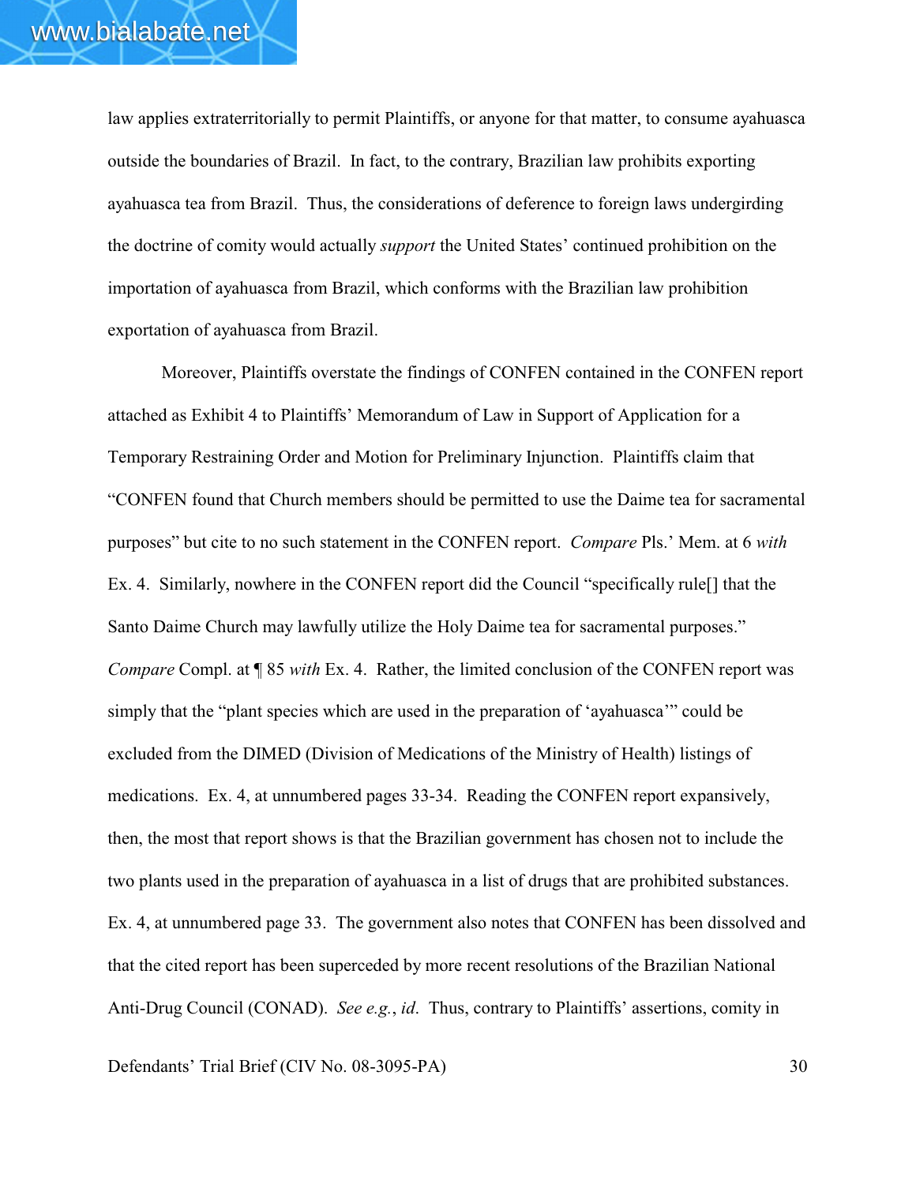law applies extraterritorially to permit Plaintiffs, or anyone for that matter, to consume ayahuasca outside the boundaries of Brazil. In fact, to the contrary, Brazilian law prohibits exporting ayahuasca tea from Brazil. Thus, the considerations of deference to foreign laws undergirding the doctrine of comity would actually *support* the United States' continued prohibition on the importation of ayahuasca from Brazil, which conforms with the Brazilian law prohibition exportation of ayahuasca from Brazil.

Moreover, Plaintiffs overstate the findings of CONFEN contained in the CONFEN report attached as Exhibit 4 to Plaintiffs' Memorandum of Law in Support of Application for a Temporary Restraining Order and Motion for Preliminary Injunction. Plaintiffs claim that "CONFEN found that Church members should be permitted to use the Daime tea for sacramental purposes" but cite to no such statement in the CONFEN report. *Compare* Pls.' Mem. at 6 *with* Ex. 4. Similarly, nowhere in the CONFEN report did the Council "specifically rule[] that the Santo Daime Church may lawfully utilize the Holy Daime tea for sacramental purposes." *Compare* Compl. at ¶ 85 *with* Ex. 4. Rather, the limited conclusion of the CONFEN report was simply that the "plant species which are used in the preparation of 'ayahuasca'" could be excluded from the DIMED (Division of Medications of the Ministry of Health) listings of medications. Ex. 4, at unnumbered pages 33-34. Reading the CONFEN report expansively, then, the most that report shows is that the Brazilian government has chosen not to include the two plants used in the preparation of ayahuasca in a list of drugs that are prohibited substances. Ex. 4, at unnumbered page 33. The government also notes that CONFEN has been dissolved and that the cited report has been superceded by more recent resolutions of the Brazilian National Anti-Drug Council (CONAD). *See e.g.*, *id*. Thus, contrary to Plaintiffs' assertions, comity in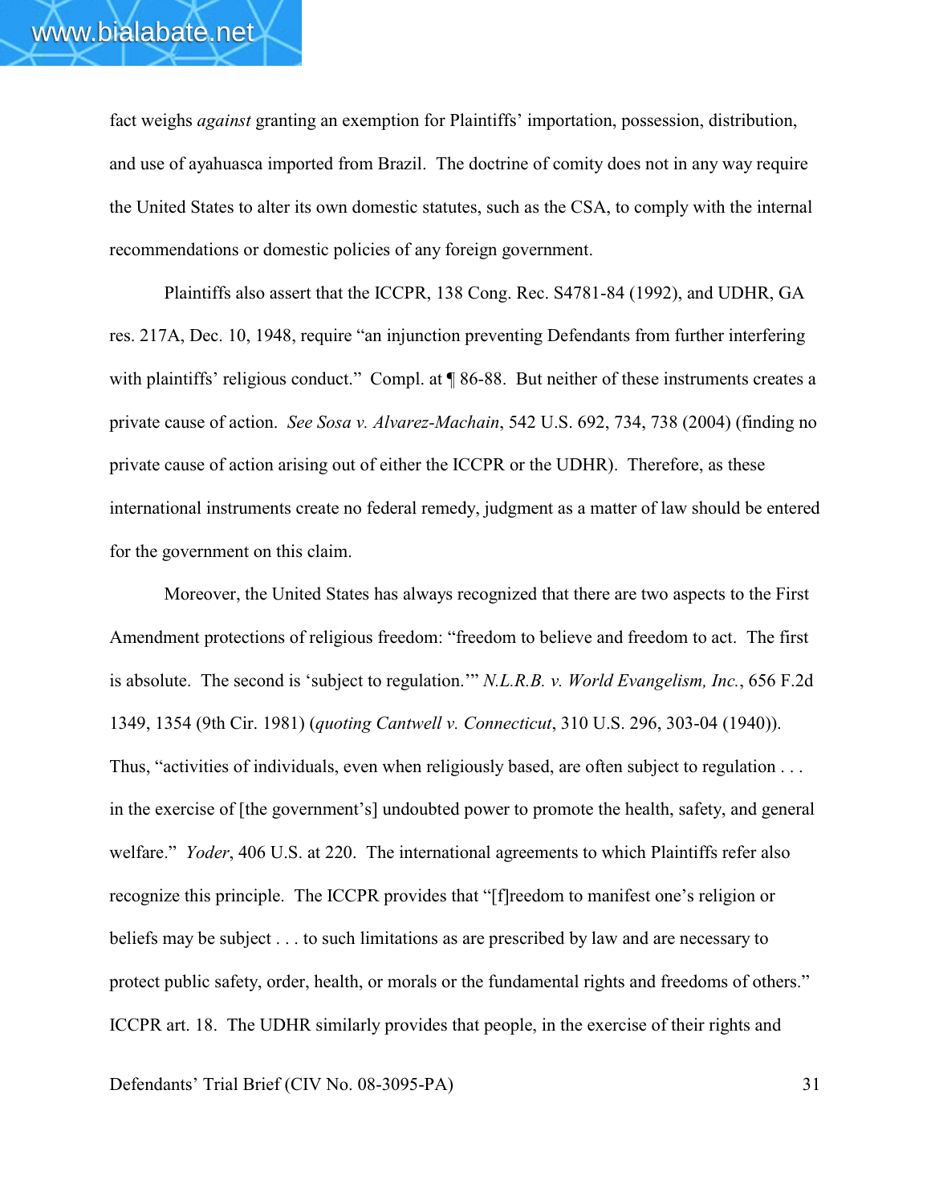fact weighs *against* granting an exemption for Plaintiffs' importation, possession, distribution, and use of ayahuasca imported from Brazil. The doctrine of comity does not in any way require the United States to alter its own domestic statutes, such as the CSA, to comply with the internal recommendations or domestic policies of any foreign government.

Plaintiffs also assert that the ICCPR, 138 Cong. Rec. S4781-84 (1992), and UDHR, GA res. 217A, Dec. 10, 1948, require "an injunction preventing Defendants from further interfering with plaintiffs' religious conduct." Compl. at ¶ 86-88. But neither of these instruments creates a private cause of action. *See Sosa v. Alvarez-Machain*, 542 U.S. 692, 734, 738 (2004) (finding no private cause of action arising out of either the ICCPR or the UDHR). Therefore, as these international instruments create no federal remedy, judgment as a matter of law should be entered for the government on this claim.

Moreover, the United States has always recognized that there are two aspects to the First Amendment protections of religious freedom: "freedom to believe and freedom to act. The first is absolute. The second is 'subject to regulation.'" *N.L.R.B. v. World Evangelism, Inc.*, 656 F.2d 1349, 1354 (9th Cir. 1981) (*quoting Cantwell v. Connecticut*, 310 U.S. 296, 303-04 (1940)). Thus, "activities of individuals, even when religiously based, are often subject to regulation . . . in the exercise of [the government's] undoubted power to promote the health, safety, and general welfare." *Yoder*, 406 U.S. at 220. The international agreements to which Plaintiffs refer also recognize this principle. The ICCPR provides that "[f]reedom to manifest one's religion or beliefs may be subject . . . to such limitations as are prescribed by law and are necessary to protect public safety, order, health, or morals or the fundamental rights and freedoms of others." ICCPR art. 18. The UDHR similarly provides that people, in the exercise of their rights and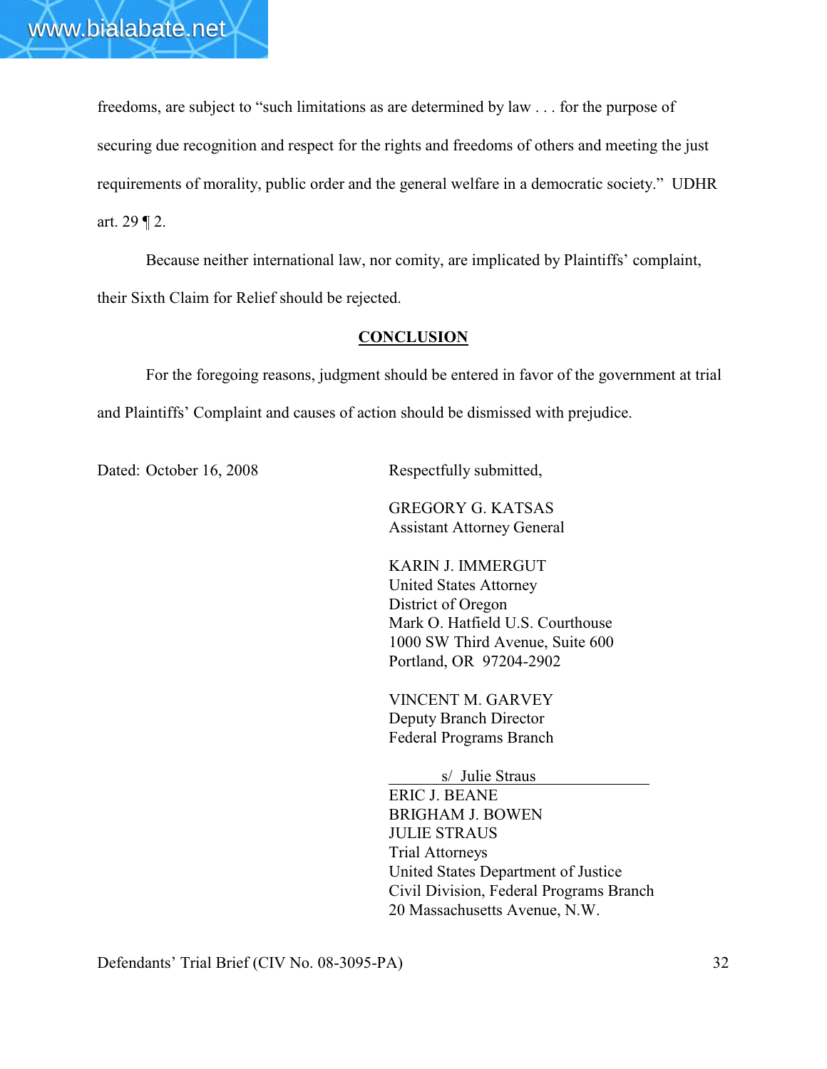freedoms, are subject to "such limitations as are determined by law . . . for the purpose of securing due recognition and respect for the rights and freedoms of others and meeting the just requirements of morality, public order and the general welfare in a democratic society." UDHR art. 29 ¶ 2.

Because neither international law, nor comity, are implicated by Plaintiffs' complaint, their Sixth Claim for Relief should be rejected.

## CONCLUSION

For the foregoing reasons, judgment should be entered in favor of the government at trial and Plaintiffs' Complaint and causes of action should be dismissed with prejudice.

Dated: October 16, 2008

Respectfully submitted,

GREGORY G. KATSAS
Assistant Attorney General

KARIN J. IMMERGUT
United States Attorney
District of Oregon
Mark O. Hatfield U.S. Courthouse
1000 SW Third Avenue, Suite 600
Portland, OR 97204-2902

VINCENT M. GARVEY
Deputy Branch Director
Federal Programs Branch

s/ Julie Straus
ERIC J. BEANE
BRIGHAM J. BOWEN
JULIE STRAUS
Trial Attorneys
United States Department of Justice
Civil Division, Federal Programs Branch
20 Massachusetts Avenue, N.W.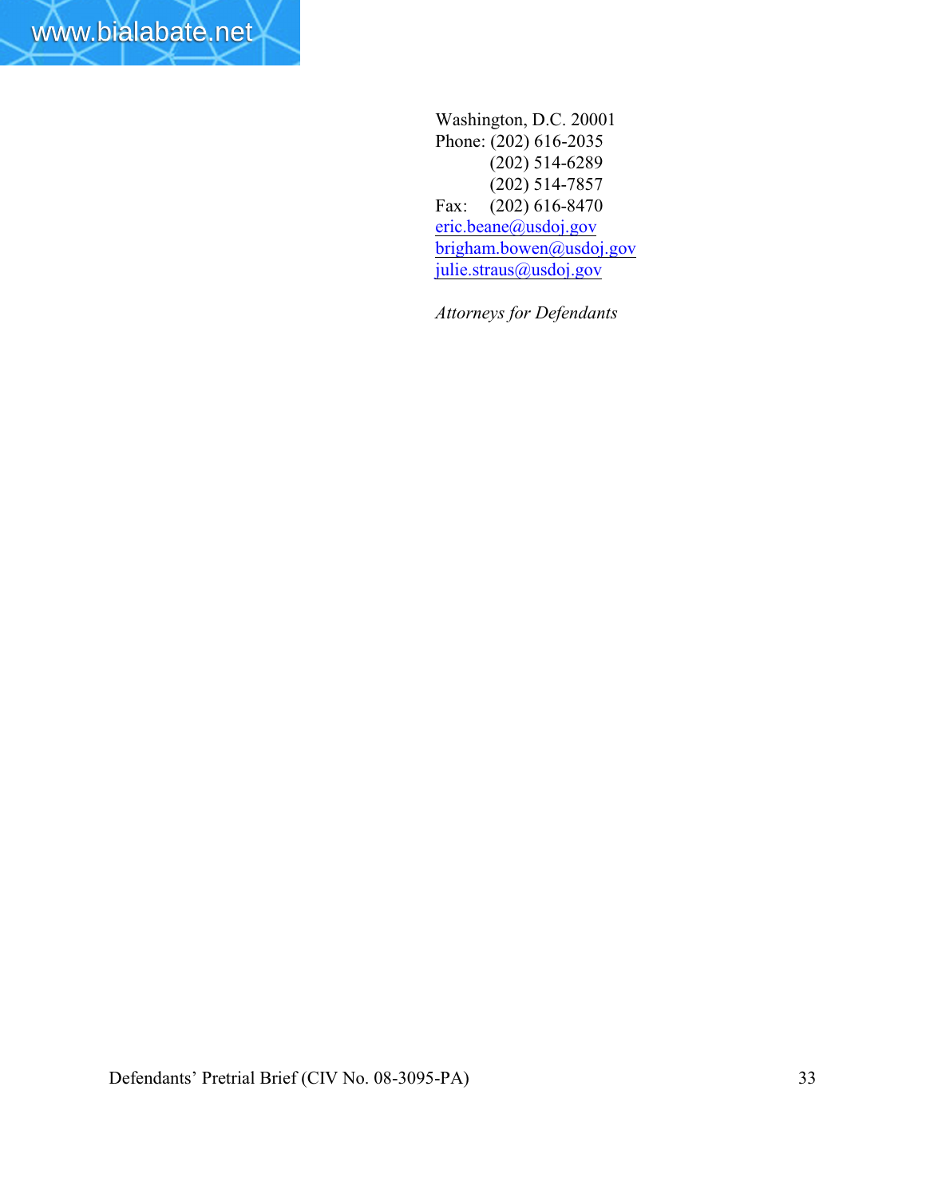Washington, D.C. 20001
Phone: (202) 616-2035
(202) 514-6289
(202) 514-7857
Fax: (202) 616-8470
eric.beane@usdoj.gov
brigham.bowen@usdoj.gov
julie.straus@usdoj.gov

*Attorneys for Defendants*